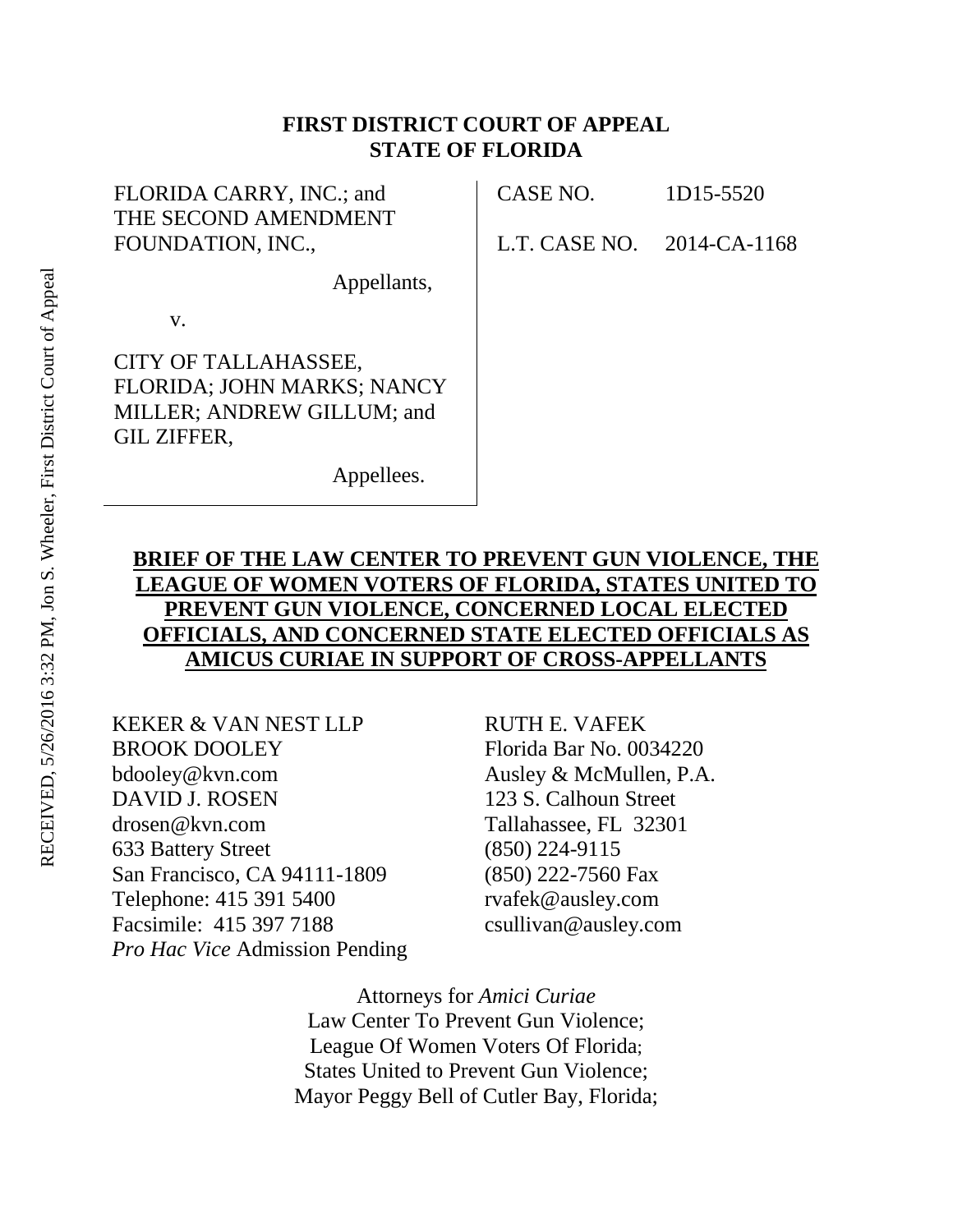**FIRST DISTRICT COURT OF APPEAL**
**STATE OF FLORIDA**

FLORIDA CARRY, INC.; and THE SECOND AMENDMENT FOUNDATION, INC.,

Appellants,

v.

CITY OF TALLAHASSEE, FLORIDA; JOHN MARKS; NANCY MILLER; ANDREW GILLUM; and GIL ZIFFER,

Appellees.

CASE NO. 1D15-5520

L.T. CASE NO. 2014-CA-1168

**BRIEF OF THE LAW CENTER TO PREVENT GUN VIOLENCE, THE LEAGUE OF WOMEN VOTERS OF FLORIDA, STATES UNITED TO PREVENT GUN VIOLENCE, CONCERNED LOCAL ELECTED OFFICIALS, AND CONCERNED STATE ELECTED OFFICIALS AS AMICUS CURIAE IN SUPPORT OF CROSS-APPELLANTS**

KEKER & VAN NEST LLP
BROOK DOOLEY
bdooley@kvn.com
DAVID J. ROSEN
drosen@kvn.com
633 Battery Street
San Francisco, CA 94111-1809
Telephone: 415 391 5400
Facsimile: 415 397 7188
*Pro Hac Vice* Admission Pending

RUTH E. VAFEK
Florida Bar No. 0034220
Ausley & McMullen, P.A.
123 S. Calhoun Street
Tallahassee, FL 32301
(850) 224-9115
(850) 222-7560 Fax
rvafek@ausley.com
csullivan@ausley.com

Attorneys for *Amici Curiae*
Law Center To Prevent Gun Violence;
League Of Women Voters Of Florida;
States United to Prevent Gun Violence;
Mayor Peggy Bell of Cutler Bay, Florida;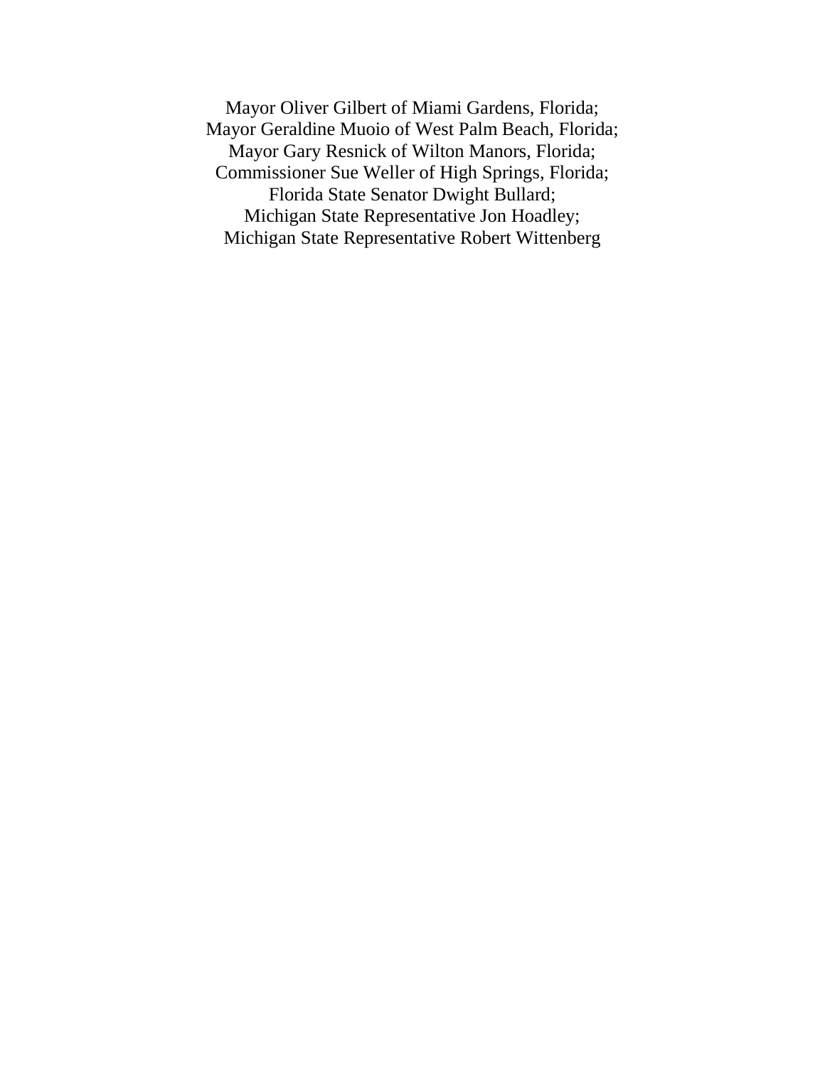Mayor Oliver Gilbert of Miami Gardens, Florida;
Mayor Geraldine Muoio of West Palm Beach, Florida;
Mayor Gary Resnick of Wilton Manors, Florida;
Commissioner Sue Weller of High Springs, Florida;
Florida State Senator Dwight Bullard;
Michigan State Representative Jon Hoadley;
Michigan State Representative Robert Wittenberg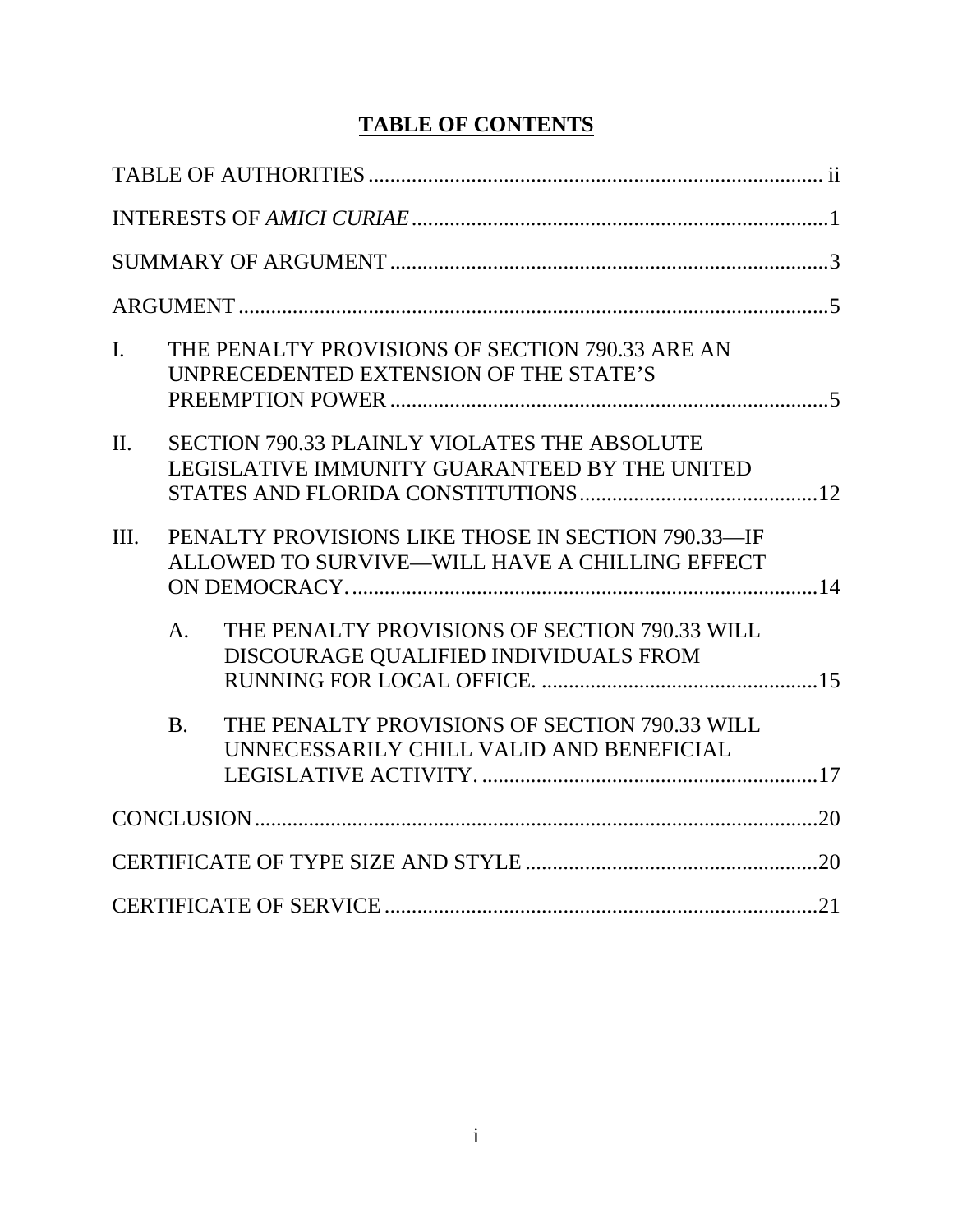# TABLE OF CONTENTS

TABLE OF AUTHORITIES .................................................................................... ii

INTERESTS OF *AMICI CURIAE* ............................................................................1

SUMMARY OF ARGUMENT .................................................................................3

ARGUMENT ..............................................................................................................5

I. THE PENALTY PROVISIONS OF SECTION 790.33 ARE AN UNPRECEDENTED EXTENSION OF THE STATE'S PREEMPTION POWER .................................................................................5

II. SECTION 790.33 PLAINLY VIOLATES THE ABSOLUTE LEGISLATIVE IMMUNITY GUARANTEED BY THE UNITED STATES AND FLORIDA CONSTITUTIONS ............................................12

III. PENALTY PROVISIONS LIKE THOSE IN SECTION 790.33—IF ALLOWED TO SURVIVE—WILL HAVE A CHILLING EFFECT ON DEMOCRACY. .....................................................................................14

   A. THE PENALTY PROVISIONS OF SECTION 790.33 WILL DISCOURAGE QUALIFIED INDIVIDUALS FROM RUNNING FOR LOCAL OFFICE. ...................................................15

   B. THE PENALTY PROVISIONS OF SECTION 790.33 WILL UNNECESSARILY CHILL VALID AND BENEFICIAL LEGISLATIVE ACTIVITY. ..............................................................17

CONCLUSION .........................................................................................................20

CERTIFICATE OF TYPE SIZE AND STYLE ......................................................20

CERTIFICATE OF SERVICE .................................................................................21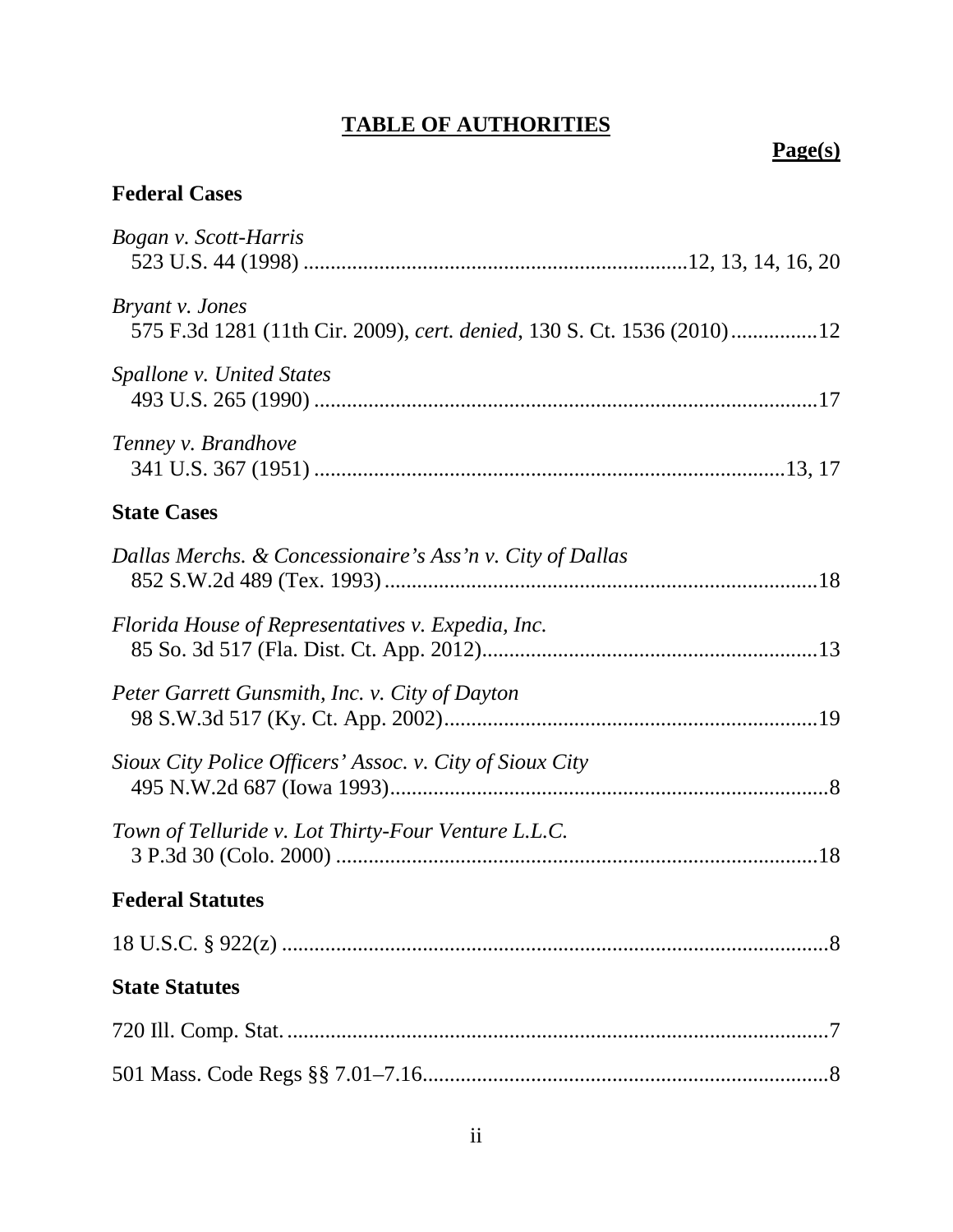## TABLE OF AUTHORITIES

**Page(s)**

### Federal Cases

*Bogan v. Scott-Harris*
523 U.S. 44 (1998) ....................................................................12, 13, 14, 16, 20

*Bryant v. Jones*
575 F.3d 1281 (11th Cir. 2009), *cert. denied*, 130 S. Ct. 1536 (2010)...............12

*Spallone v. United States*
493 U.S. 265 (1990) ..........................................................................................17

*Tenney v. Brandhove*
341 U.S. 367 (1951) ....................................................................................13, 17

### State Cases

*Dallas Merchs. & Concessionaire's Ass'n v. City of Dallas*
852 S.W.2d 489 (Tex. 1993) ..............................................................................18

*Florida House of Representatives v. Expedia, Inc.*
85 So. 3d 517 (Fla. Dist. Ct. App. 2012)............................................................13

*Peter Garrett Gunsmith, Inc. v. City of Dayton*
98 S.W.3d 517 (Ky. Ct. App. 2002)...................................................................19

*Sioux City Police Officers' Assoc. v. City of Sioux City*
495 N.W.2d 687 (Iowa 1993)...............................................................................8

*Town of Telluride v. Lot Thirty-Four Venture L.L.C.*
3 P.3d 30 (Colo. 2000) .......................................................................................18

### Federal Statutes

18 U.S.C. § 922(z) ..................................................................................................8

### State Statutes

720 Ill. Comp. Stat. ..................................................................................................7

501 Mass. Code Regs §§ 7.01–7.16.........................................................................8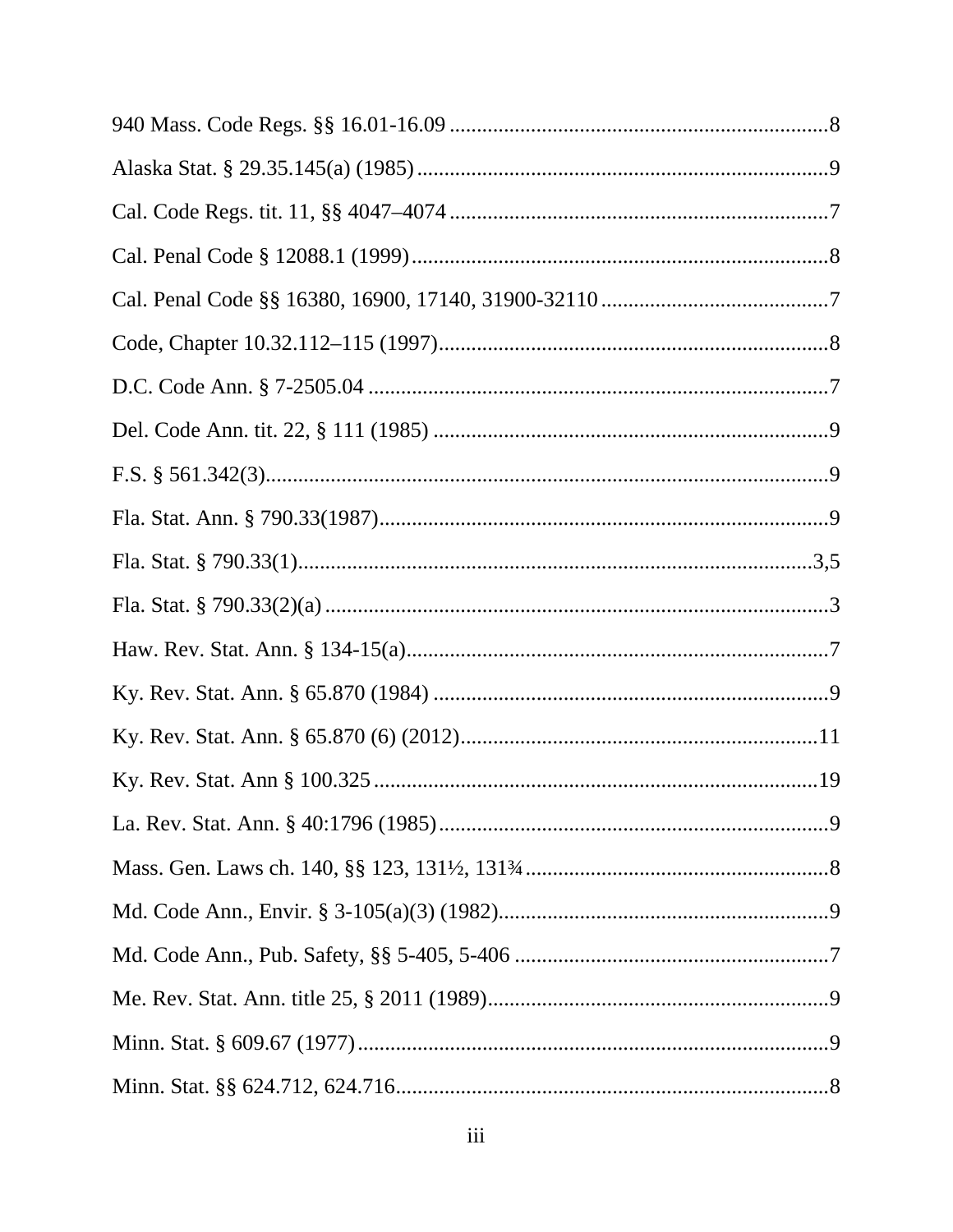940 Mass. Code Regs. §§ 16.01-16.09 .....................................................................8

Alaska Stat. § 29.35.145(a) (1985) ............................................................................9

Cal. Code Regs. tit. 11, §§ 4047–4074 ......................................................................7

Cal. Penal Code § 12088.1 (1999) .............................................................................8

Cal. Penal Code §§ 16380, 16900, 17140, 31900-32110 ..........................................7

Code, Chapter 10.32.112–115 (1997) ........................................................................8

D.C. Code Ann. § 7-2505.04 .....................................................................................7

Del. Code Ann. tit. 22, § 111 (1985) .........................................................................9

F.S. § 561.342(3) ........................................................................................................9

Fla. Stat. Ann. § 790.33(1987) ...................................................................................9

Fla. Stat. § 790.33(1) ...............................................................................................3,5

Fla. Stat. § 790.33(2)(a) .............................................................................................3

Haw. Rev. Stat. Ann. § 134-15(a) ..............................................................................7

Ky. Rev. Stat. Ann. § 65.870 (1984) .........................................................................9

Ky. Rev. Stat. Ann. § 65.870 (6) (2012) ..................................................................11

Ky. Rev. Stat Ann § 100.325 ...................................................................................19

La. Rev. Stat. Ann. § 40:1796 (1985) ........................................................................9

Mass. Gen. Laws ch. 140, §§ 123, 131½, 131¾ ........................................................8

Md. Code Ann., Envir. § 3-105(a)(3) (1982) .............................................................9

Md. Code Ann., Pub. Safety, §§ 5-405, 5-406 ..........................................................7

Me. Rev. Stat. Ann. title 25, § 2011 (1989) ...............................................................9

Minn. Stat. § 609.67 (1977) .......................................................................................9

Minn. Stat. §§ 624.712, 624.716 ................................................................................8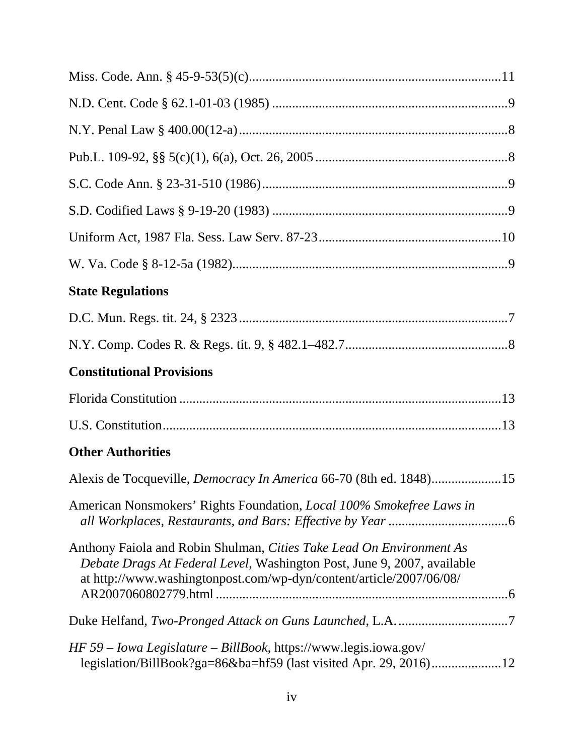Miss. Code. Ann. § 45-9-53(5)(c)........................................................................11

N.D. Cent. Code § 62.1-01-03 (1985) .......................................................................9

N.Y. Penal Law § 400.00(12-a)...............................................................................8

Pub.L. 109-92, §§ 5(c)(1), 6(a), Oct. 26, 2005.........................................................8

S.C. Code Ann. § 23-31-510 (1986).........................................................................9

S.D. Codified Laws § 9-19-20 (1983) .......................................................................9

Uniform Act, 1987 Fla. Sess. Law Serv. 87-23.......................................................10

W. Va. Code § 8-12-5a (1982)..................................................................................9

## State Regulations

D.C. Mun. Regs. tit. 24, § 2323................................................................................7

N.Y. Comp. Codes R. & Regs. tit. 9, § 482.1–482.7.................................................8

## Constitutional Provisions

Florida Constitution .................................................................................................13

U.S. Constitution......................................................................................................13

## Other Authorities

Alexis de Tocqueville, *Democracy In America* 66-70 (8th ed. 1848)....................15

American Nonsmokers' Rights Foundation, *Local 100% Smokefree Laws in all Workplaces, Restaurants, and Bars: Effective by Year* ....................................6

Anthony Faiola and Robin Shulman, *Cities Take Lead On Environment As Debate Drags At Federal Level*, Washington Post, June 9, 2007, available at http://www.washingtonpost.com/wp-dyn/content/article/2007/06/08/AR2007060802779.html .......................................................................................6

Duke Helfand, *Two-Pronged Attack on Guns Launched*, L.A. .................................7

*HF 59 – Iowa Legislature – BillBook*, https://www.legis.iowa.gov/legislation/BillBook?ga=86&ba=hf59 (last visited Apr. 29, 2016)....................12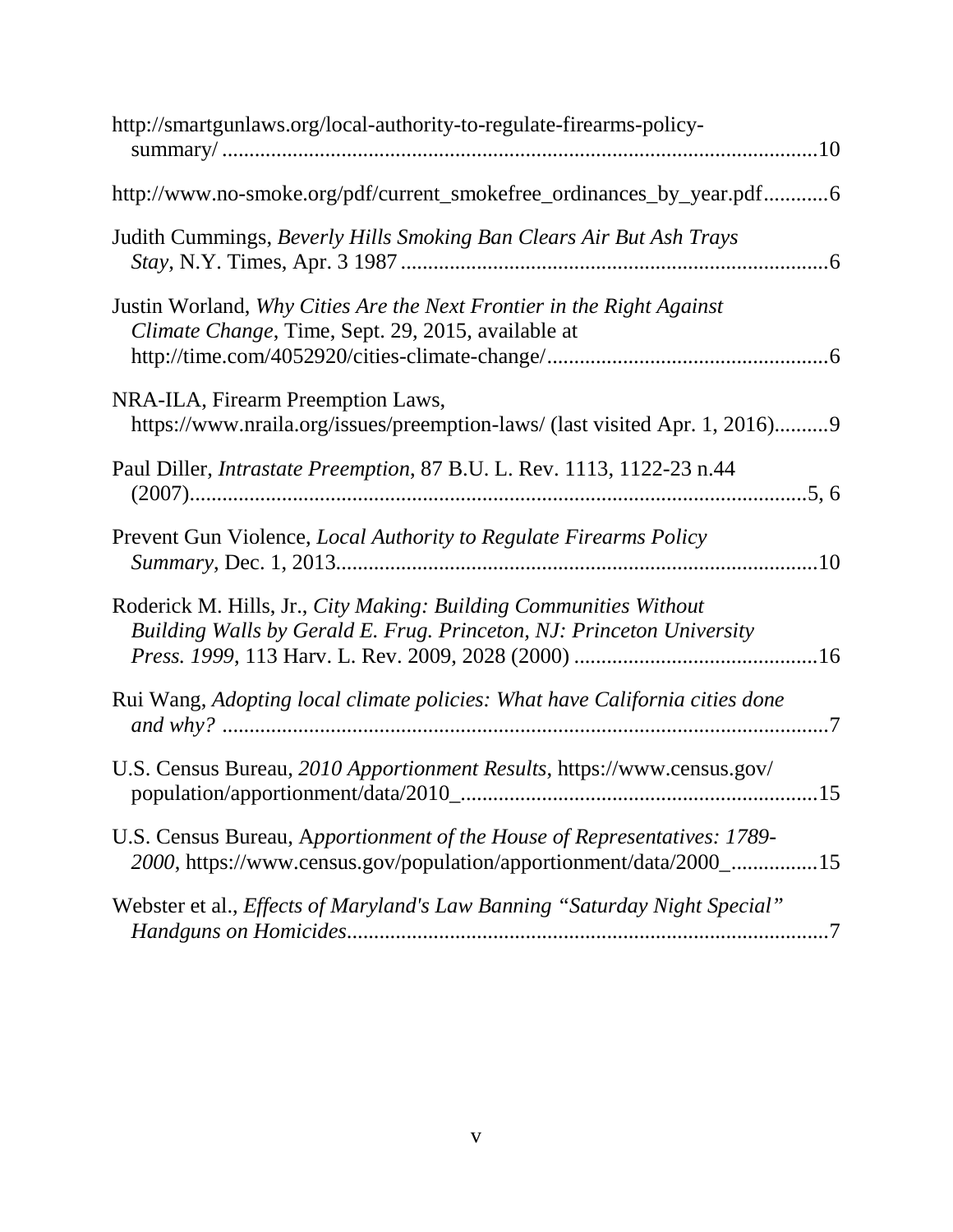http://smartgunlaws.org/local-authority-to-regulate-firearms-policy-summary/ ............................................................................................................10

http://www.no-smoke.org/pdf/current_smokefree_ordinances_by_year.pdf............6

Judith Cummings, *Beverly Hills Smoking Ban Clears Air But Ash Trays Stay*, N.Y. Times, Apr. 3 1987 ..............................................................................6

Justin Worland, *Why Cities Are the Next Frontier in the Right Against Climate Change*, Time, Sept. 29, 2015, available at http://time.com/4052920/cities-climate-change/...................................................6

NRA-ILA, Firearm Preemption Laws, https://www.nraila.org/issues/preemption-laws/ (last visited Apr. 1, 2016)..........9

Paul Diller, *Intrastate Preemption*, 87 B.U. L. Rev. 1113, 1122-23 n.44 (2007)..................................................................................................5, 6

Prevent Gun Violence, *Local Authority to Regulate Firearms Policy Summary*, Dec. 1, 2013.......................................................................................10

Roderick M. Hills, Jr., *City Making: Building Communities Without Building Walls by Gerald E. Frug. Princeton, NJ: Princeton University Press. 1999*, 113 Harv. L. Rev. 2009, 2028 (2000) ............................................16

Rui Wang, *Adopting local climate policies: What have California cities done and why?* ...............................................................................................7

U.S. Census Bureau, *2010 Apportionment Results*, https://www.census.gov/population/apportionment/data/2010_.................................................................15

U.S. Census Bureau, A*pportionment of the House of Representatives: 1789-2000*, https://www.census.gov/population/apportionment/data/2000_...............15

Webster et al., *Effects of Maryland's Law Banning "Saturday Night Special" Handguns on Homicides*.......................................................................................7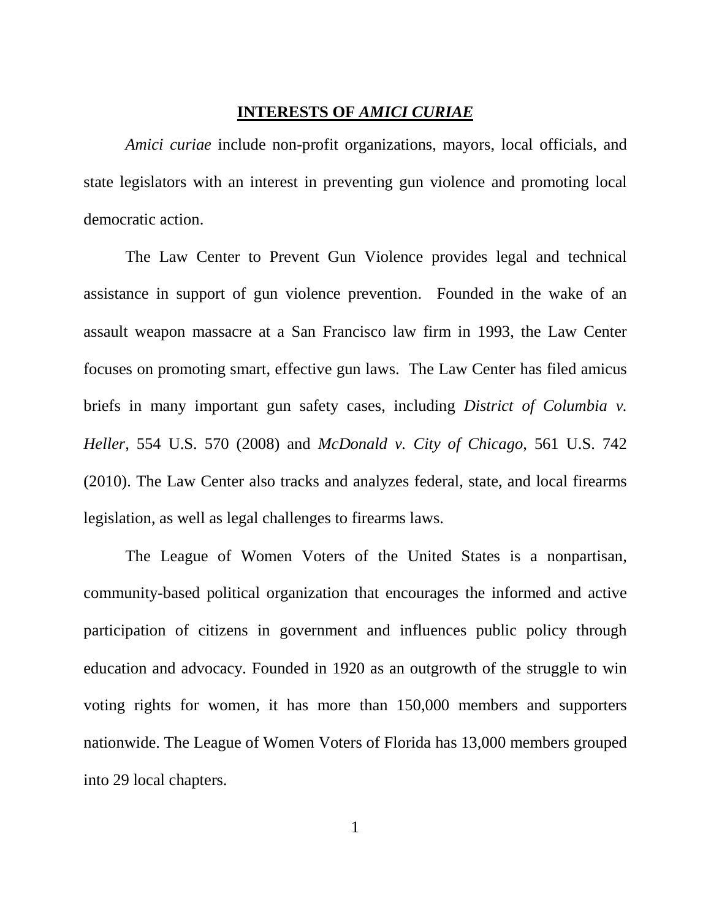## INTERESTS OF *AMICI CURIAE*

*Amici curiae* include non-profit organizations, mayors, local officials, and state legislators with an interest in preventing gun violence and promoting local democratic action.

The Law Center to Prevent Gun Violence provides legal and technical assistance in support of gun violence prevention. Founded in the wake of an assault weapon massacre at a San Francisco law firm in 1993, the Law Center focuses on promoting smart, effective gun laws. The Law Center has filed amicus briefs in many important gun safety cases, including *District of Columbia v. Heller*, 554 U.S. 570 (2008) and *McDonald v. City of Chicago*, 561 U.S. 742 (2010). The Law Center also tracks and analyzes federal, state, and local firearms legislation, as well as legal challenges to firearms laws.

The League of Women Voters of the United States is a nonpartisan, community-based political organization that encourages the informed and active participation of citizens in government and influences public policy through education and advocacy. Founded in 1920 as an outgrowth of the struggle to win voting rights for women, it has more than 150,000 members and supporters nationwide. The League of Women Voters of Florida has 13,000 members grouped into 29 local chapters.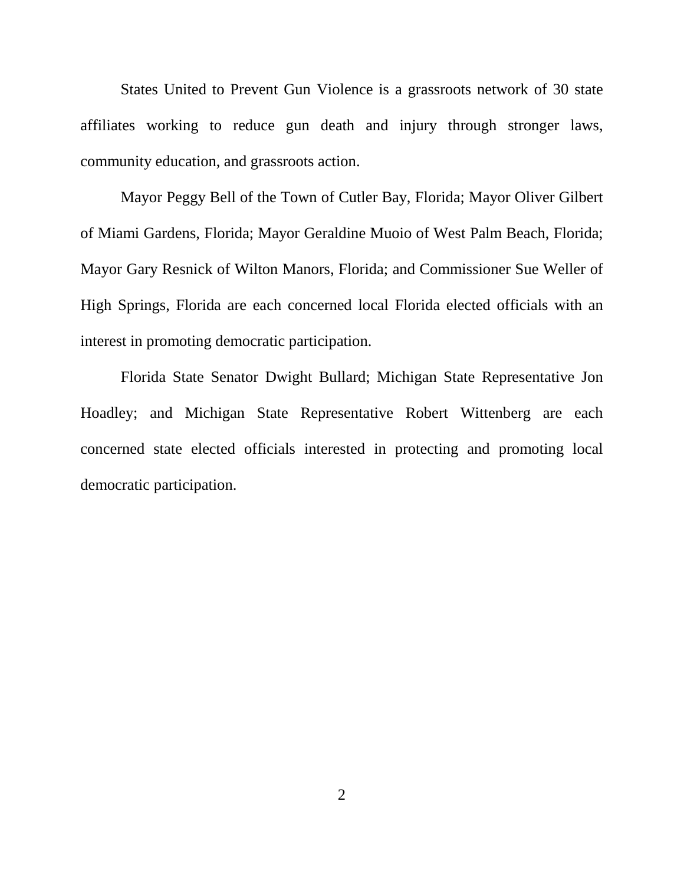States United to Prevent Gun Violence is a grassroots network of 30 state affiliates working to reduce gun death and injury through stronger laws, community education, and grassroots action.

Mayor Peggy Bell of the Town of Cutler Bay, Florida; Mayor Oliver Gilbert of Miami Gardens, Florida; Mayor Geraldine Muoio of West Palm Beach, Florida; Mayor Gary Resnick of Wilton Manors, Florida; and Commissioner Sue Weller of High Springs, Florida are each concerned local Florida elected officials with an interest in promoting democratic participation.

Florida State Senator Dwight Bullard; Michigan State Representative Jon Hoadley; and Michigan State Representative Robert Wittenberg are each concerned state elected officials interested in protecting and promoting local democratic participation.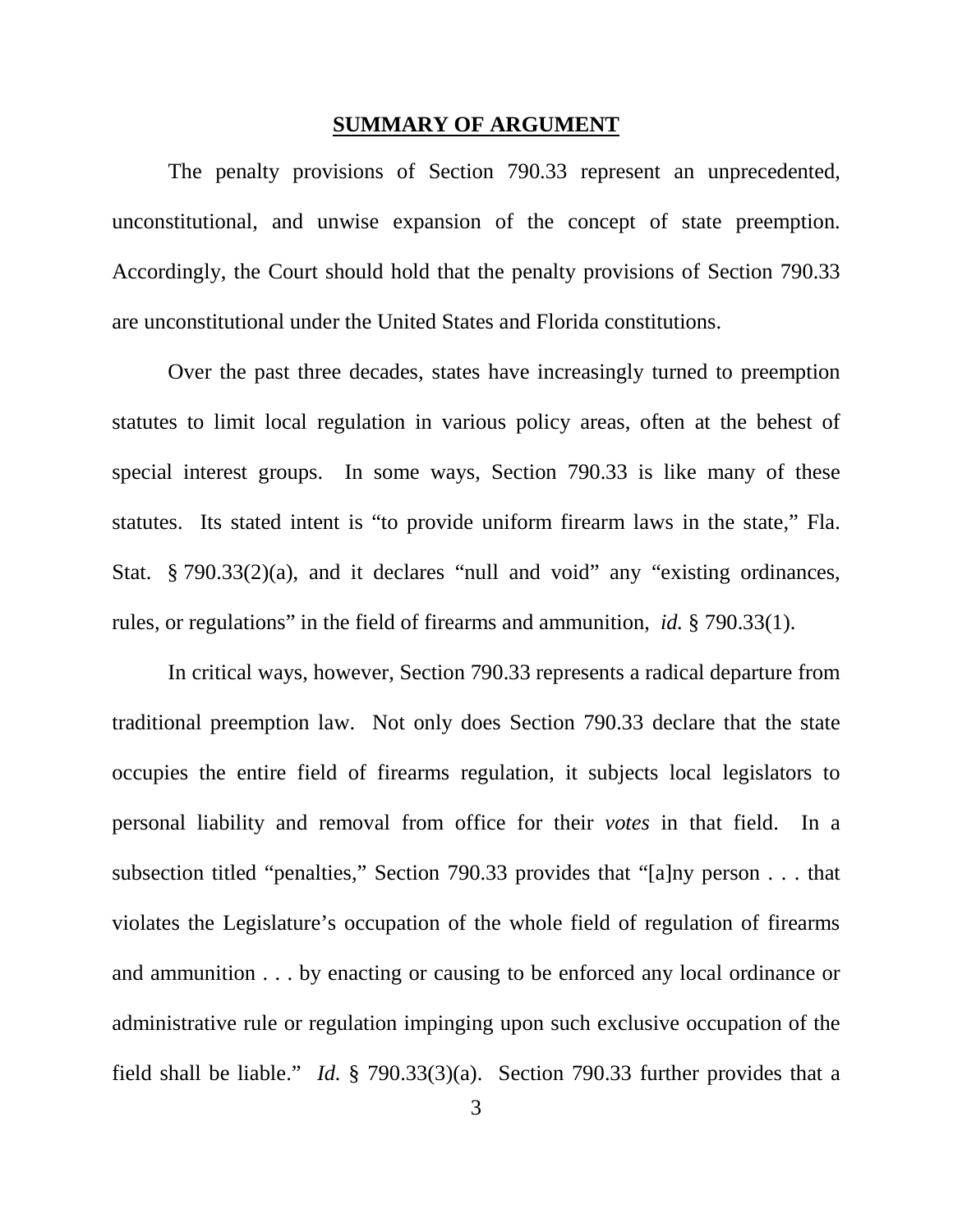## SUMMARY OF ARGUMENT

The penalty provisions of Section 790.33 represent an unprecedented, unconstitutional, and unwise expansion of the concept of state preemption. Accordingly, the Court should hold that the penalty provisions of Section 790.33 are unconstitutional under the United States and Florida constitutions.

Over the past three decades, states have increasingly turned to preemption statutes to limit local regulation in various policy areas, often at the behest of special interest groups. In some ways, Section 790.33 is like many of these statutes. Its stated intent is "to provide uniform firearm laws in the state," Fla. Stat. § 790.33(2)(a), and it declares "null and void" any "existing ordinances, rules, or regulations" in the field of firearms and ammunition, *id.* § 790.33(1).

In critical ways, however, Section 790.33 represents a radical departure from traditional preemption law. Not only does Section 790.33 declare that the state occupies the entire field of firearms regulation, it subjects local legislators to personal liability and removal from office for their *votes* in that field. In a subsection titled "penalties," Section 790.33 provides that "[a]ny person . . . that violates the Legislature's occupation of the whole field of regulation of firearms and ammunition . . . by enacting or causing to be enforced any local ordinance or administrative rule or regulation impinging upon such exclusive occupation of the field shall be liable." *Id.* § 790.33(3)(a). Section 790.33 further provides that a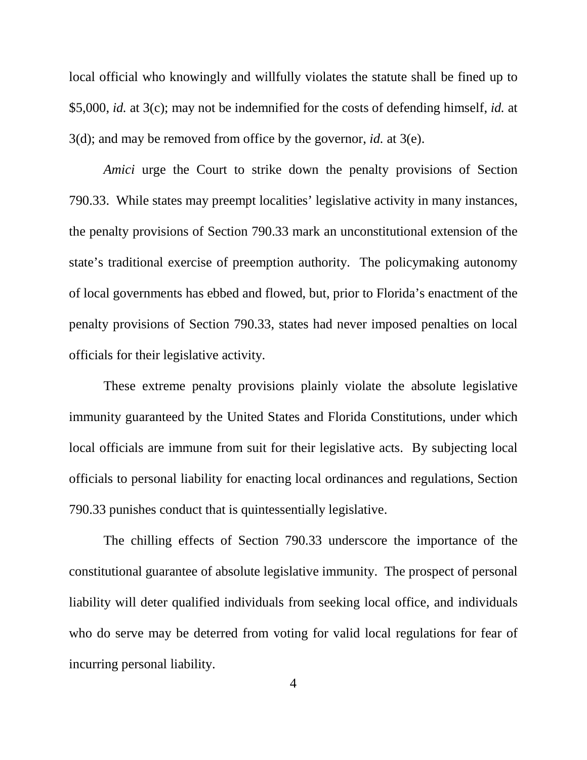local official who knowingly and willfully violates the statute shall be fined up to $5,000, *id.* at 3(c); may not be indemnified for the costs of defending himself, *id.* at 3(d); and may be removed from office by the governor, *id.* at 3(e).

*Amici* urge the Court to strike down the penalty provisions of Section 790.33. While states may preempt localities' legislative activity in many instances, the penalty provisions of Section 790.33 mark an unconstitutional extension of the state's traditional exercise of preemption authority. The policymaking autonomy of local governments has ebbed and flowed, but, prior to Florida's enactment of the penalty provisions of Section 790.33, states had never imposed penalties on local officials for their legislative activity.

These extreme penalty provisions plainly violate the absolute legislative immunity guaranteed by the United States and Florida Constitutions, under which local officials are immune from suit for their legislative acts. By subjecting local officials to personal liability for enacting local ordinances and regulations, Section 790.33 punishes conduct that is quintessentially legislative.

The chilling effects of Section 790.33 underscore the importance of the constitutional guarantee of absolute legislative immunity. The prospect of personal liability will deter qualified individuals from seeking local office, and individuals who do serve may be deterred from voting for valid local regulations for fear of incurring personal liability.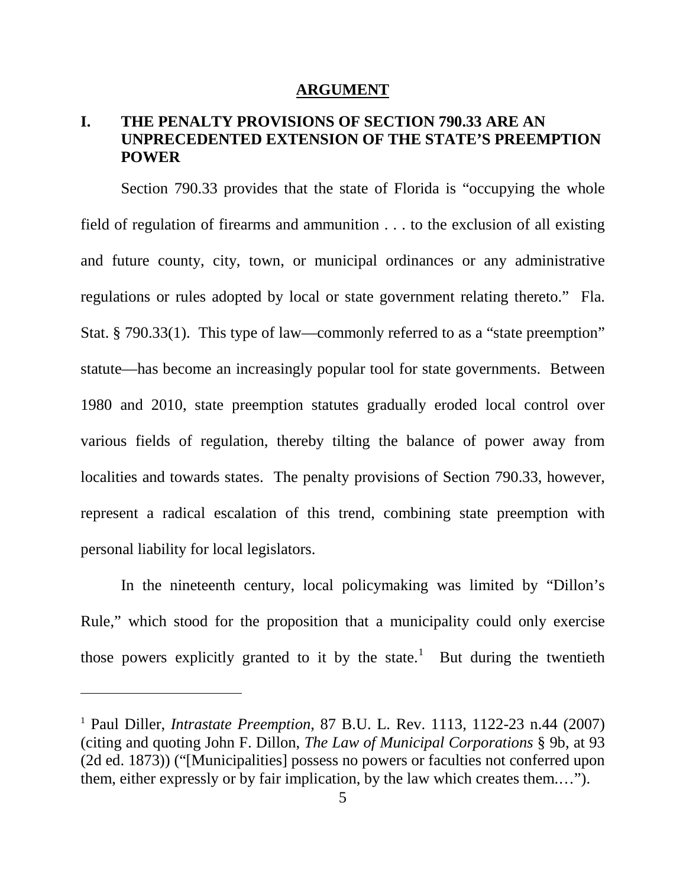## ARGUMENT

### I. THE PENALTY PROVISIONS OF SECTION 790.33 ARE AN UNPRECEDENTED EXTENSION OF THE STATE'S PREEMPTION POWER

Section 790.33 provides that the state of Florida is "occupying the whole field of regulation of firearms and ammunition . . . to the exclusion of all existing and future county, city, town, or municipal ordinances or any administrative regulations or rules adopted by local or state government relating thereto." Fla. Stat. § 790.33(1). This type of law—commonly referred to as a "state preemption" statute—has become an increasingly popular tool for state governments. Between 1980 and 2010, state preemption statutes gradually eroded local control over various fields of regulation, thereby tilting the balance of power away from localities and towards states. The penalty provisions of Section 790.33, however, represent a radical escalation of this trend, combining state preemption with personal liability for local legislators.

In the nineteenth century, local policymaking was limited by "Dillon's Rule," which stood for the proposition that a municipality could only exercise those powers explicitly granted to it by the state.[1] But during the twentieth

---

[1] Paul Diller, *Intrastate Preemption*, 87 B.U. L. Rev. 1113, 1122-23 n.44 (2007) (citing and quoting John F. Dillon, *The Law of Municipal Corporations* § 9b, at 93 (2d ed. 1873)) ("[Municipalities] possess no powers or faculties not conferred upon them, either expressly or by fair implication, by the law which creates them.…").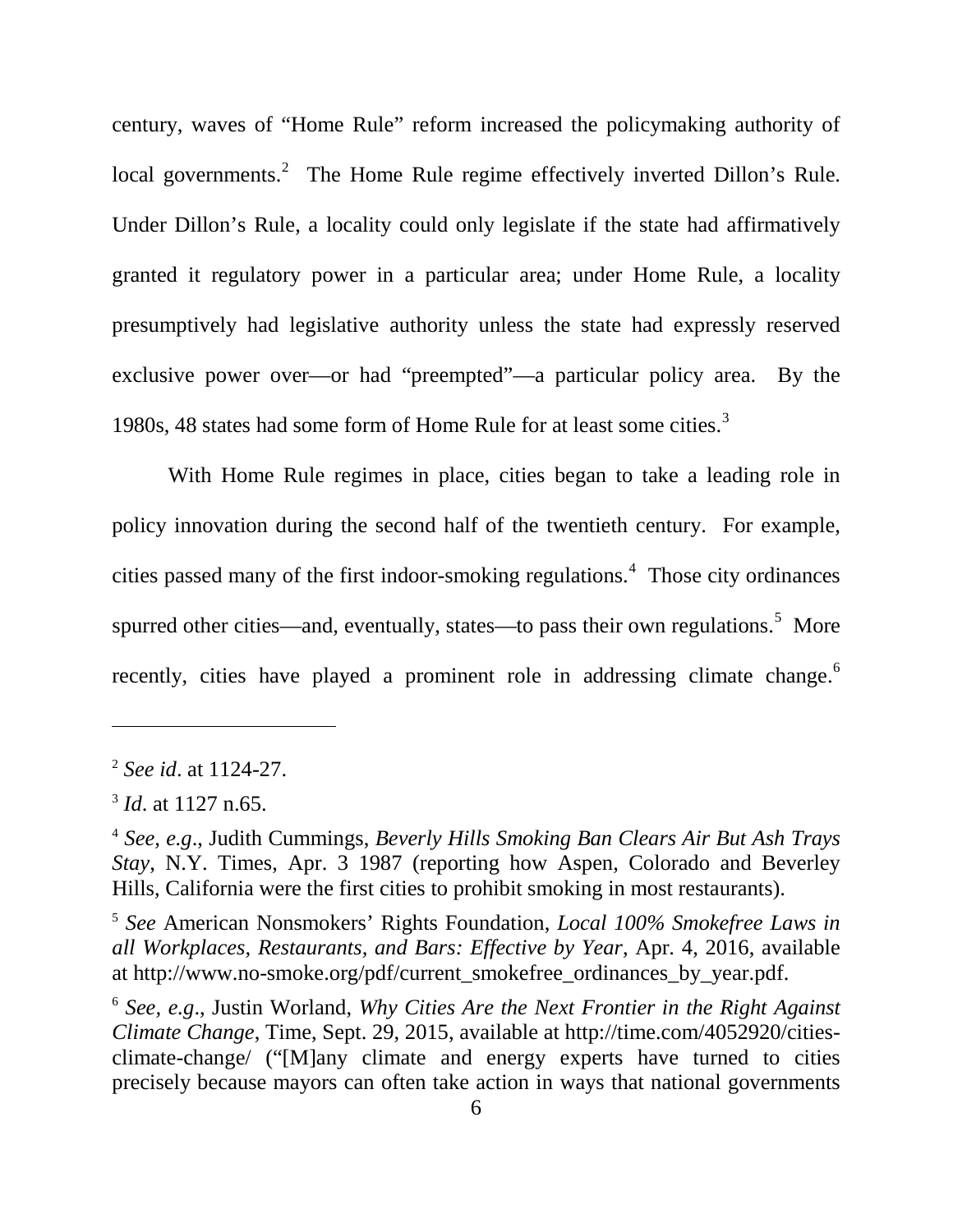century, waves of "Home Rule" reform increased the policymaking authority of local governments.[2] The Home Rule regime effectively inverted Dillon's Rule. Under Dillon's Rule, a locality could only legislate if the state had affirmatively granted it regulatory power in a particular area; under Home Rule, a locality presumptively had legislative authority unless the state had expressly reserved exclusive power over—or had "preempted"—a particular policy area. By the 1980s, 48 states had some form of Home Rule for at least some cities.[3]

With Home Rule regimes in place, cities began to take a leading role in policy innovation during the second half of the twentieth century. For example, cities passed many of the first indoor-smoking regulations.[4] Those city ordinances spurred other cities—and, eventually, states—to pass their own regulations.[5] More recently, cities have played a prominent role in addressing climate change.[6]

---

[2] *See id*. at 1124-27.

[3] *Id*. at 1127 n.65.

[4] *See, e.g*., Judith Cummings, *Beverly Hills Smoking Ban Clears Air But Ash Trays Stay*, N.Y. Times, Apr. 3 1987 (reporting how Aspen, Colorado and Beverley Hills, California were the first cities to prohibit smoking in most restaurants).

[5] *See* American Nonsmokers' Rights Foundation, *Local 100% Smokefree Laws in all Workplaces, Restaurants, and Bars: Effective by Year*, Apr. 4, 2016, available at http://www.no-smoke.org/pdf/current_smokefree_ordinances_by_year.pdf.

[6] *See, e.g*., Justin Worland, *Why Cities Are the Next Frontier in the Right Against Climate Change*, Time, Sept. 29, 2015, available at http://time.com/4052920/cities-climate-change/ ("[M]any climate and energy experts have turned to cities precisely because mayors can often take action in ways that national governments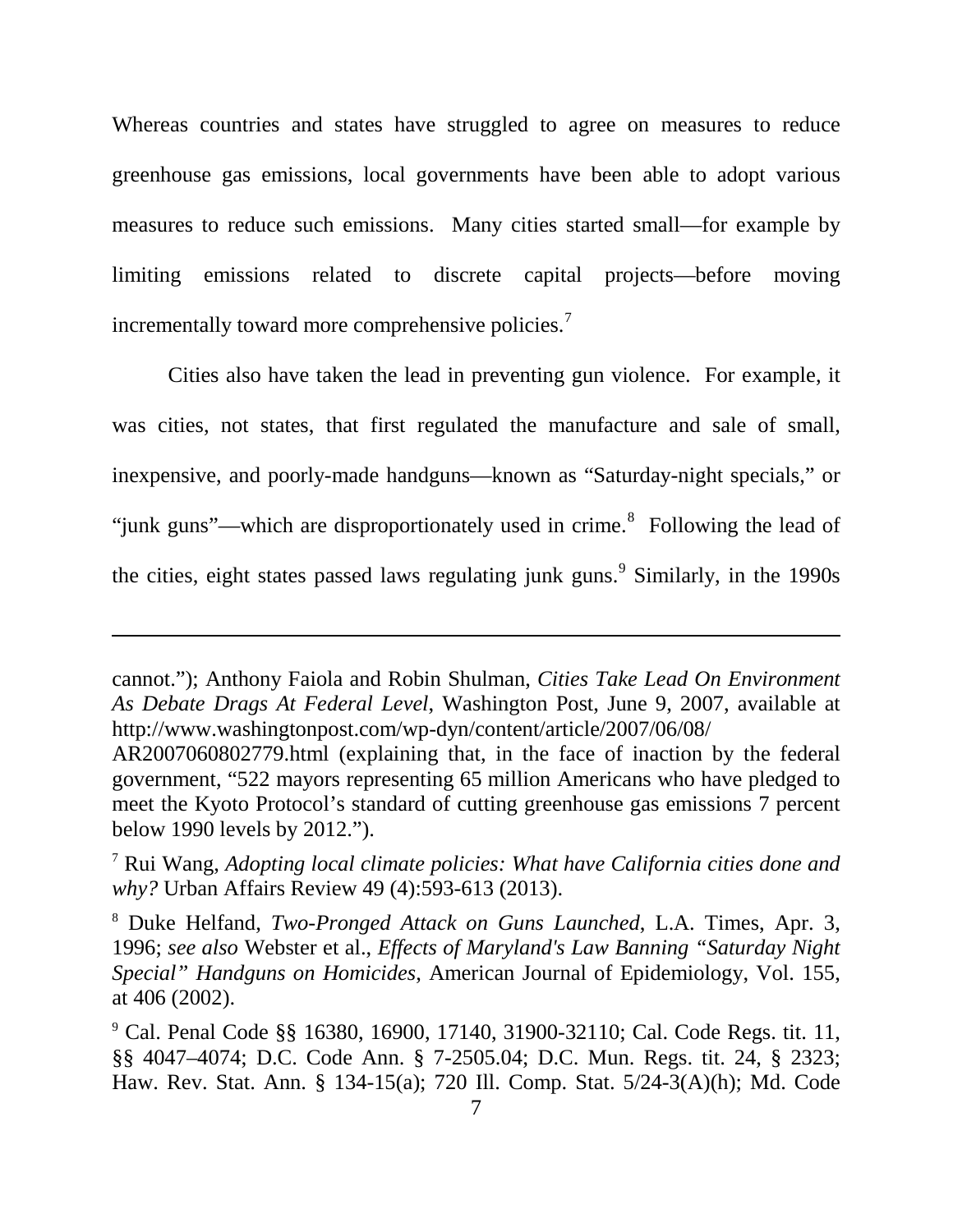Whereas countries and states have struggled to agree on measures to reduce greenhouse gas emissions, local governments have been able to adopt various measures to reduce such emissions. Many cities started small—for example by limiting emissions related to discrete capital projects—before moving incrementally toward more comprehensive policies.[7]

Cities also have taken the lead in preventing gun violence. For example, it was cities, not states, that first regulated the manufacture and sale of small, inexpensive, and poorly-made handguns—known as "Saturday-night specials," or "junk guns"—which are disproportionately used in crime.[8] Following the lead of the cities, eight states passed laws regulating junk guns.[9] Similarly, in the 1990s

---

cannot."); Anthony Faiola and Robin Shulman, *Cities Take Lead On Environment As Debate Drags At Federal Level*, Washington Post, June 9, 2007, available at http://www.washingtonpost.com/wp-dyn/content/article/2007/06/08/AR2007060802779.html (explaining that, in the face of inaction by the federal government, "522 mayors representing 65 million Americans who have pledged to meet the Kyoto Protocol's standard of cutting greenhouse gas emissions 7 percent below 1990 levels by 2012.").

[7] Rui Wang, *Adopting local climate policies: What have California cities done and why?* Urban Affairs Review 49 (4):593-613 (2013).

[8] Duke Helfand, *Two-Pronged Attack on Guns Launched*, L.A. Times, Apr. 3, 1996; *see also* Webster et al., *Effects of Maryland's Law Banning "Saturday Night Special" Handguns on Homicides*, American Journal of Epidemiology, Vol. 155, at 406 (2002).

[9] Cal. Penal Code §§ 16380, 16900, 17140, 31900-32110; Cal. Code Regs. tit. 11, §§ 4047–4074; D.C. Code Ann. § 7-2505.04; D.C. Mun. Regs. tit. 24, § 2323; Haw. Rev. Stat. Ann. § 134-15(a); 720 Ill. Comp. Stat. 5/24-3(A)(h); Md. Code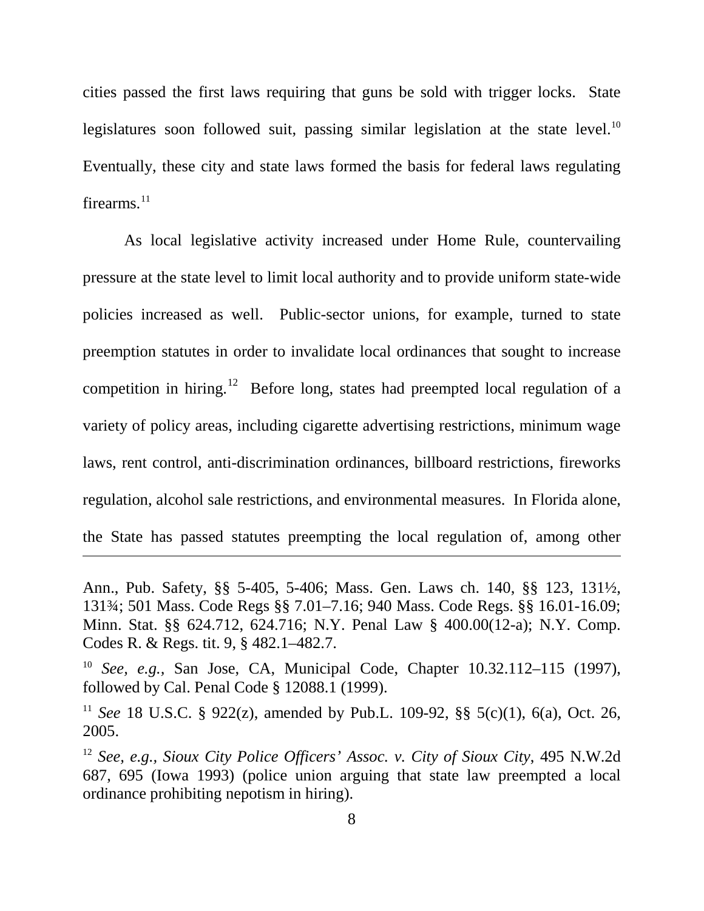cities passed the first laws requiring that guns be sold with trigger locks. State legislatures soon followed suit, passing similar legislation at the state level.[10] Eventually, these city and state laws formed the basis for federal laws regulating firearms.[11]

As local legislative activity increased under Home Rule, countervailing pressure at the state level to limit local authority and to provide uniform state-wide policies increased as well. Public-sector unions, for example, turned to state preemption statutes in order to invalidate local ordinances that sought to increase competition in hiring.[12] Before long, states had preempted local regulation of a variety of policy areas, including cigarette advertising restrictions, minimum wage laws, rent control, anti-discrimination ordinances, billboard restrictions, fireworks regulation, alcohol sale restrictions, and environmental measures. In Florida alone, the State has passed statutes preempting the local regulation of, among other

---

Ann., Pub. Safety, §§ 5-405, 5-406; Mass. Gen. Laws ch. 140, §§ 123, 131½, 131¾; 501 Mass. Code Regs §§ 7.01–7.16; 940 Mass. Code Regs. §§ 16.01-16.09; Minn. Stat. §§ 624.712, 624.716; N.Y. Penal Law § 400.00(12-a); N.Y. Comp. Codes R. & Regs. tit. 9, § 482.1–482.7.

[10] *See, e.g.,* San Jose, CA, Municipal Code, Chapter 10.32.112–115 (1997), followed by Cal. Penal Code § 12088.1 (1999).

[11] *See* 18 U.S.C. § 922(z), amended by Pub.L. 109-92, §§ 5(c)(1), 6(a), Oct. 26, 2005.

[12] *See, e.g., Sioux City Police Officers' Assoc. v. City of Sioux City*, 495 N.W.2d 687, 695 (Iowa 1993) (police union arguing that state law preempted a local ordinance prohibiting nepotism in hiring).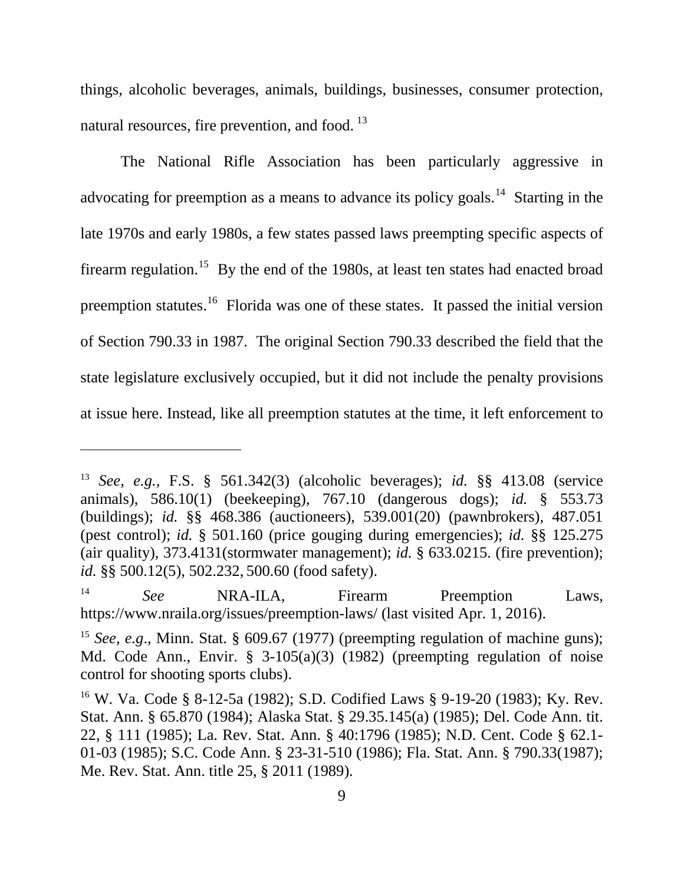things, alcoholic beverages, animals, buildings, businesses, consumer protection, natural resources, fire prevention, and food. [13]

The National Rifle Association has been particularly aggressive in advocating for preemption as a means to advance its policy goals.[14] Starting in the late 1970s and early 1980s, a few states passed laws preempting specific aspects of firearm regulation.[15] By the end of the 1980s, at least ten states had enacted broad preemption statutes.[16] Florida was one of these states. It passed the initial version of Section 790.33 in 1987. The original Section 790.33 described the field that the state legislature exclusively occupied, but it did not include the penalty provisions at issue here. Instead, like all preemption statutes at the time, it left enforcement to

---

[13] *See, e.g.*, F.S. § 561.342(3) (alcoholic beverages); *id.* §§ 413.08 (service animals), 586.10(1) (beekeeping), 767.10 (dangerous dogs); *id.* § 553.73 (buildings); *id.* §§ 468.386 (auctioneers), 539.001(20) (pawnbrokers), 487.051 (pest control); *id.* § 501.160 (price gouging during emergencies); *id.* §§ 125.275 (air quality), 373.4131(stormwater management); *id.* § 633.0215. (fire prevention); *id.* §§ 500.12(5), 502.232, 500.60 (food safety).

[14] *See* NRA-ILA, Firearm Preemption Laws, https://www.nraila.org/issues/preemption-laws/ (last visited Apr. 1, 2016).

[15] *See, e.g.*, Minn. Stat. § 609.67 (1977) (preempting regulation of machine guns); Md. Code Ann., Envir. § 3-105(a)(3) (1982) (preempting regulation of noise control for shooting sports clubs).

[16] W. Va. Code § 8-12-5a (1982); S.D. Codified Laws § 9-19-20 (1983); Ky. Rev. Stat. Ann. § 65.870 (1984); Alaska Stat. § 29.35.145(a) (1985); Del. Code Ann. tit. 22, § 111 (1985); La. Rev. Stat. Ann. § 40:1796 (1985); N.D. Cent. Code § 62.1-01-03 (1985); S.C. Code Ann. § 23-31-510 (1986); Fla. Stat. Ann. § 790.33(1987); Me. Rev. Stat. Ann. title 25, § 2011 (1989).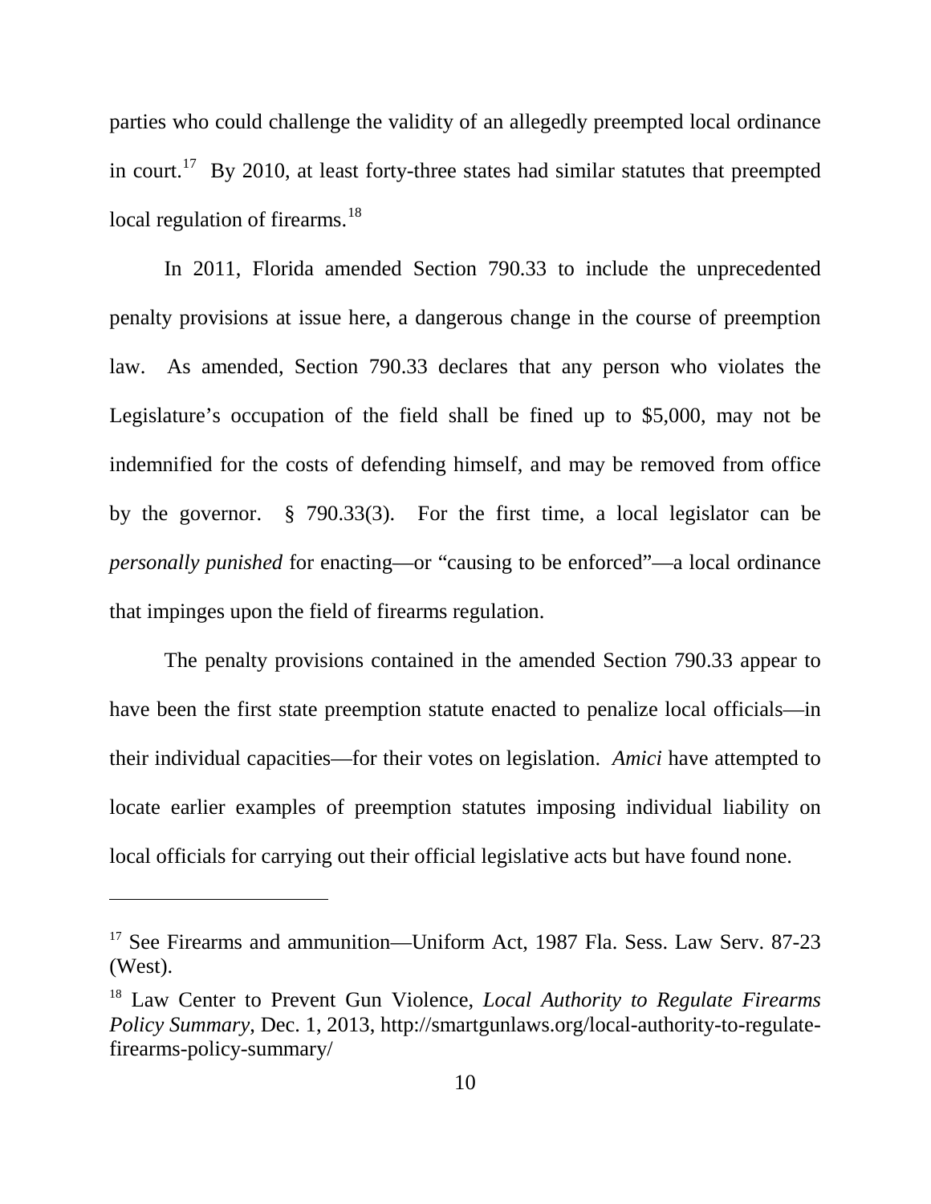parties who could challenge the validity of an allegedly preempted local ordinance in court.[17] By 2010, at least forty-three states had similar statutes that preempted local regulation of firearms.[18]

In 2011, Florida amended Section 790.33 to include the unprecedented penalty provisions at issue here, a dangerous change in the course of preemption law. As amended, Section 790.33 declares that any person who violates the Legislature's occupation of the field shall be fined up to $5,000, may not be indemnified for the costs of defending himself, and may be removed from office by the governor. § 790.33(3). For the first time, a local legislator can be *personally punished* for enacting—or "causing to be enforced"—a local ordinance that impinges upon the field of firearms regulation.

The penalty provisions contained in the amended Section 790.33 appear to have been the first state preemption statute enacted to penalize local officials—in their individual capacities—for their votes on legislation. *Amici* have attempted to locate earlier examples of preemption statutes imposing individual liability on local officials for carrying out their official legislative acts but have found none.

---

[17] See Firearms and ammunition—Uniform Act, 1987 Fla. Sess. Law Serv. 87-23 (West).

[18] Law Center to Prevent Gun Violence, *Local Authority to Regulate Firearms Policy Summary*, Dec. 1, 2013, http://smartgunlaws.org/local-authority-to-regulate-firearms-policy-summary/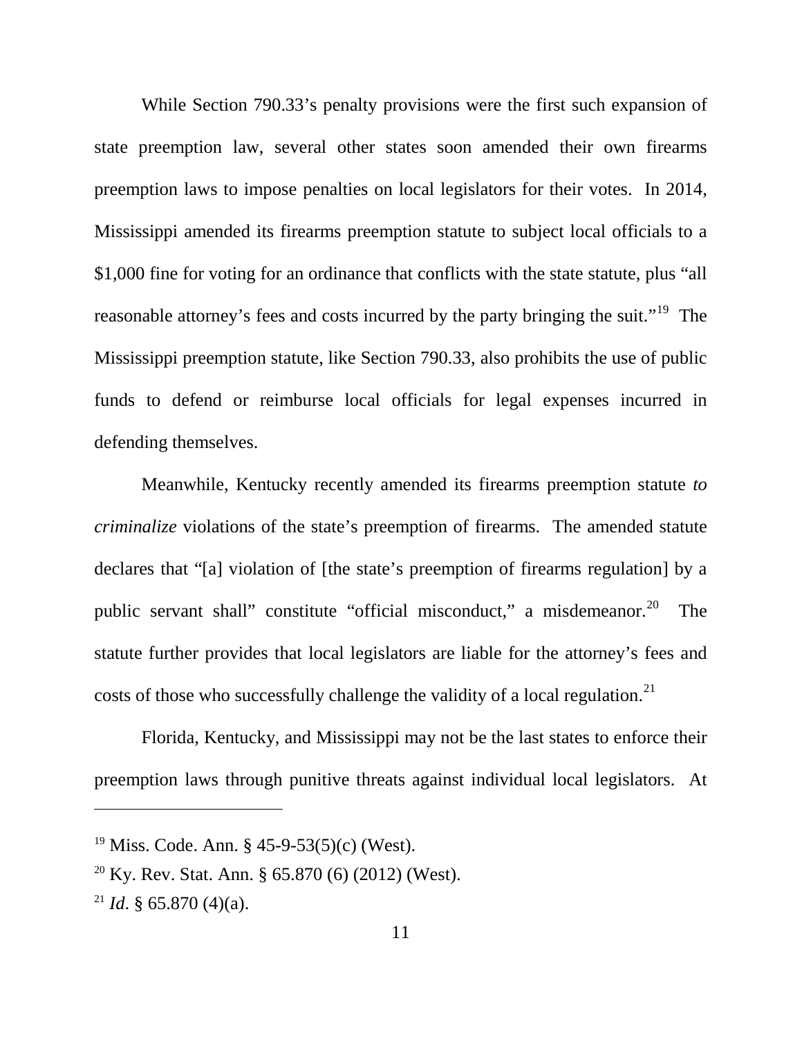While Section 790.33's penalty provisions were the first such expansion of state preemption law, several other states soon amended their own firearms preemption laws to impose penalties on local legislators for their votes. In 2014, Mississippi amended its firearms preemption statute to subject local officials to a $1,000 fine for voting for an ordinance that conflicts with the state statute, plus "all reasonable attorney's fees and costs incurred by the party bringing the suit."[19] The Mississippi preemption statute, like Section 790.33, also prohibits the use of public funds to defend or reimburse local officials for legal expenses incurred in defending themselves.

Meanwhile, Kentucky recently amended its firearms preemption statute *to criminalize* violations of the state's preemption of firearms. The amended statute declares that "[a] violation of [the state's preemption of firearms regulation] by a public servant shall" constitute "official misconduct," a misdemeanor.[20] The statute further provides that local legislators are liable for the attorney's fees and costs of those who successfully challenge the validity of a local regulation.[21]

Florida, Kentucky, and Mississippi may not be the last states to enforce their preemption laws through punitive threats against individual local legislators. At

---

[19] Miss. Code. Ann. § 45-9-53(5)(c) (West).

[20] Ky. Rev. Stat. Ann. § 65.870 (6) (2012) (West).

[21] *Id*. § 65.870 (4)(a).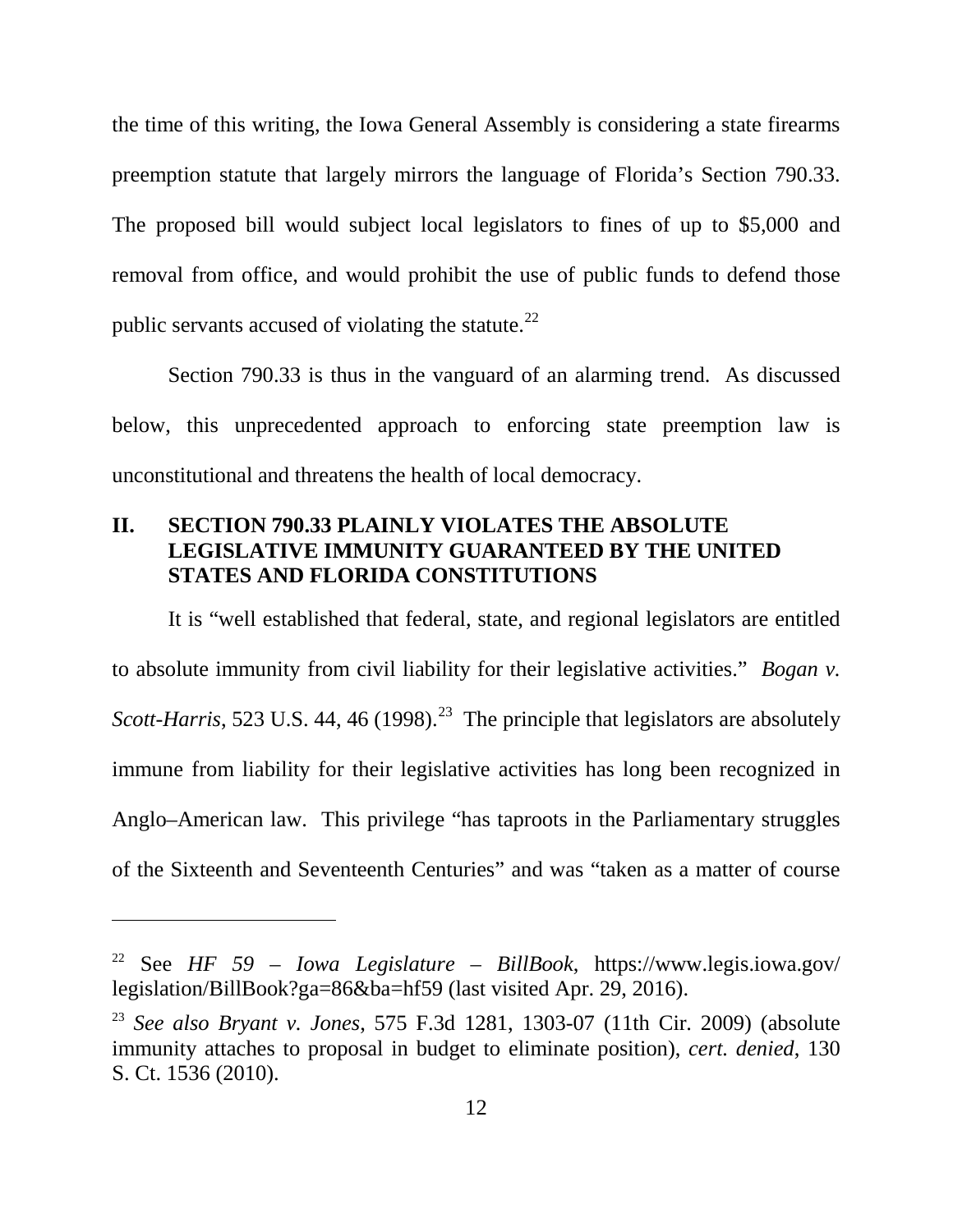the time of this writing, the Iowa General Assembly is considering a state firearms preemption statute that largely mirrors the language of Florida's Section 790.33. The proposed bill would subject local legislators to fines of up to $5,000 and removal from office, and would prohibit the use of public funds to defend those public servants accused of violating the statute.[22]

Section 790.33 is thus in the vanguard of an alarming trend. As discussed below, this unprecedented approach to enforcing state preemption law is unconstitutional and threatens the health of local democracy.

## II. SECTION 790.33 PLAINLY VIOLATES THE ABSOLUTE LEGISLATIVE IMMUNITY GUARANTEED BY THE UNITED STATES AND FLORIDA CONSTITUTIONS

It is "well established that federal, state, and regional legislators are entitled to absolute immunity from civil liability for their legislative activities." *Bogan v. Scott-Harris*, 523 U.S. 44, 46 (1998).[23] The principle that legislators are absolutely immune from liability for their legislative activities has long been recognized in Anglo–American law. This privilege "has taproots in the Parliamentary struggles of the Sixteenth and Seventeenth Centuries" and was "taken as a matter of course

---

[22] See *HF 59 – Iowa Legislature – BillBook*, https://www.legis.iowa.gov/legislation/BillBook?ga=86&ba=hf59 (last visited Apr. 29, 2016).

[23] *See also Bryant v. Jones*, 575 F.3d 1281, 1303-07 (11th Cir. 2009) (absolute immunity attaches to proposal in budget to eliminate position), *cert. denied*, 130 S. Ct. 1536 (2010).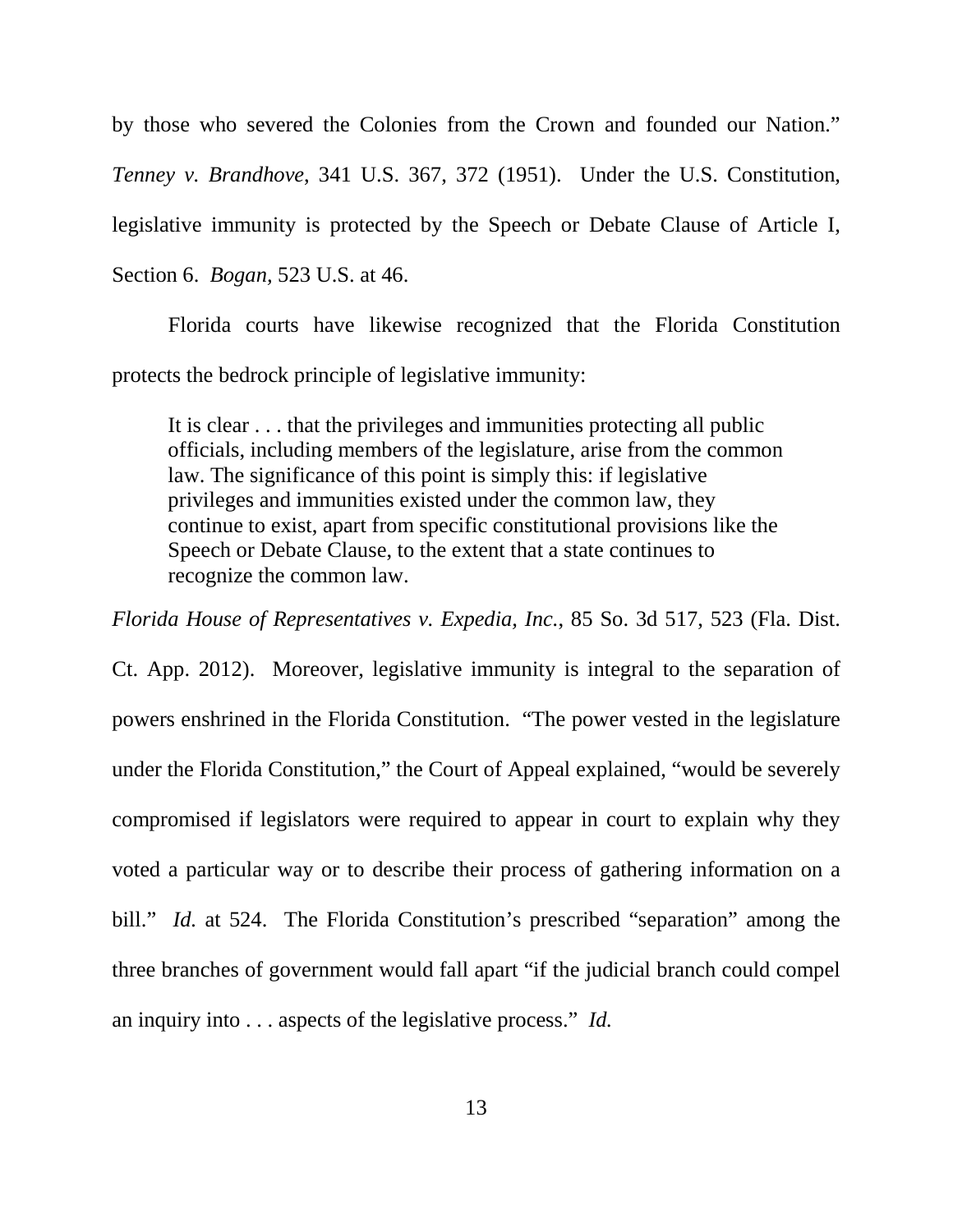by those who severed the Colonies from the Crown and founded our Nation." *Tenney v. Brandhove*, 341 U.S. 367, 372 (1951). Under the U.S. Constitution, legislative immunity is protected by the Speech or Debate Clause of Article I, Section 6. *Bogan,* 523 U.S. at 46.

Florida courts have likewise recognized that the Florida Constitution protects the bedrock principle of legislative immunity:

> It is clear . . . that the privileges and immunities protecting all public officials, including members of the legislature, arise from the common law. The significance of this point is simply this: if legislative privileges and immunities existed under the common law, they continue to exist, apart from specific constitutional provisions like the Speech or Debate Clause, to the extent that a state continues to recognize the common law.

*Florida House of Representatives v. Expedia, Inc.*, 85 So. 3d 517, 523 (Fla. Dist. Ct. App. 2012). Moreover, legislative immunity is integral to the separation of powers enshrined in the Florida Constitution. "The power vested in the legislature under the Florida Constitution," the Court of Appeal explained, "would be severely compromised if legislators were required to appear in court to explain why they voted a particular way or to describe their process of gathering information on a bill." *Id.* at 524. The Florida Constitution's prescribed "separation" among the three branches of government would fall apart "if the judicial branch could compel an inquiry into . . . aspects of the legislative process." *Id.*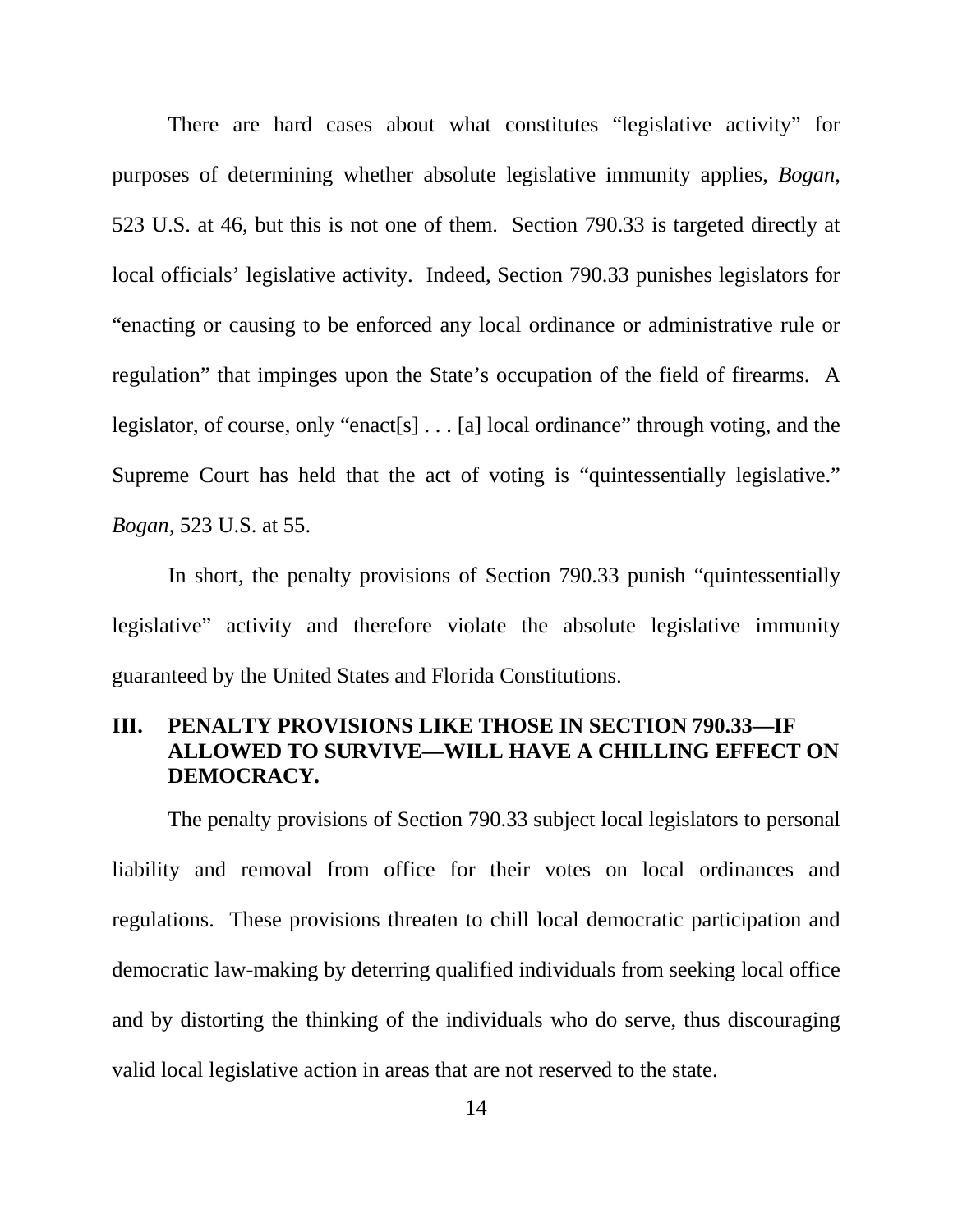There are hard cases about what constitutes "legislative activity" for purposes of determining whether absolute legislative immunity applies, *Bogan*, 523 U.S. at 46, but this is not one of them. Section 790.33 is targeted directly at local officials' legislative activity. Indeed, Section 790.33 punishes legislators for "enacting or causing to be enforced any local ordinance or administrative rule or regulation" that impinges upon the State's occupation of the field of firearms. A legislator, of course, only "enact[s] . . . [a] local ordinance" through voting, and the Supreme Court has held that the act of voting is "quintessentially legislative." *Bogan*, 523 U.S. at 55.

In short, the penalty provisions of Section 790.33 punish "quintessentially legislative" activity and therefore violate the absolute legislative immunity guaranteed by the United States and Florida Constitutions.

## III. PENALTY PROVISIONS LIKE THOSE IN SECTION 790.33—IF ALLOWED TO SURVIVE—WILL HAVE A CHILLING EFFECT ON DEMOCRACY.

The penalty provisions of Section 790.33 subject local legislators to personal liability and removal from office for their votes on local ordinances and regulations. These provisions threaten to chill local democratic participation and democratic law-making by deterring qualified individuals from seeking local office and by distorting the thinking of the individuals who do serve, thus discouraging valid local legislative action in areas that are not reserved to the state.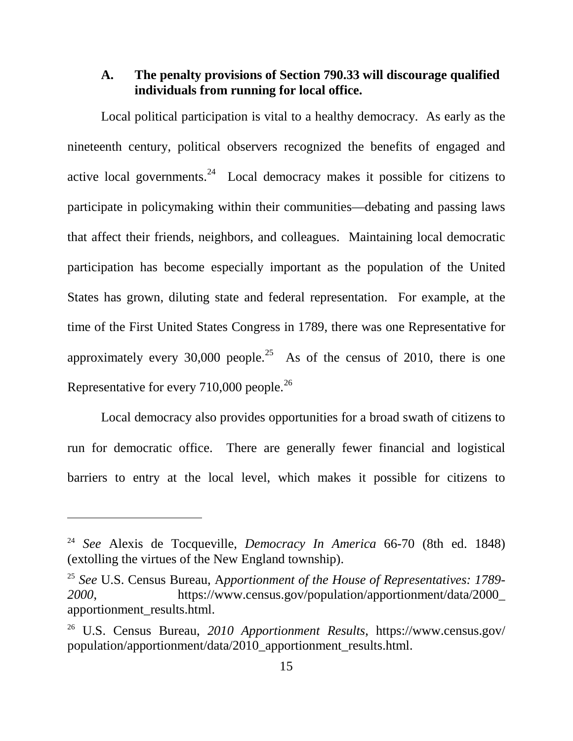### A. The penalty provisions of Section 790.33 will discourage qualified individuals from running for local office.

Local political participation is vital to a healthy democracy. As early as the nineteenth century, political observers recognized the benefits of engaged and active local governments.[24] Local democracy makes it possible for citizens to participate in policymaking within their communities—debating and passing laws that affect their friends, neighbors, and colleagues. Maintaining local democratic participation has become especially important as the population of the United States has grown, diluting state and federal representation. For example, at the time of the First United States Congress in 1789, there was one Representative for approximately every 30,000 people.[25] As of the census of 2010, there is one Representative for every 710,000 people.[26]

Local democracy also provides opportunities for a broad swath of citizens to run for democratic office. There are generally fewer financial and logistical barriers to entry at the local level, which makes it possible for citizens to

---

[24] *See* Alexis de Tocqueville, *Democracy In America* 66-70 (8th ed. 1848) (extolling the virtues of the New England township).

[25] *See* U.S. Census Bureau, A*pportionment of the House of Representatives: 1789-2000*, https://www.census.gov/population/apportionment/data/2000_apportionment_results.html.

[26] U.S. Census Bureau, *2010 Apportionment Results*, https://www.census.gov/population/apportionment/data/2010_apportionment_results.html.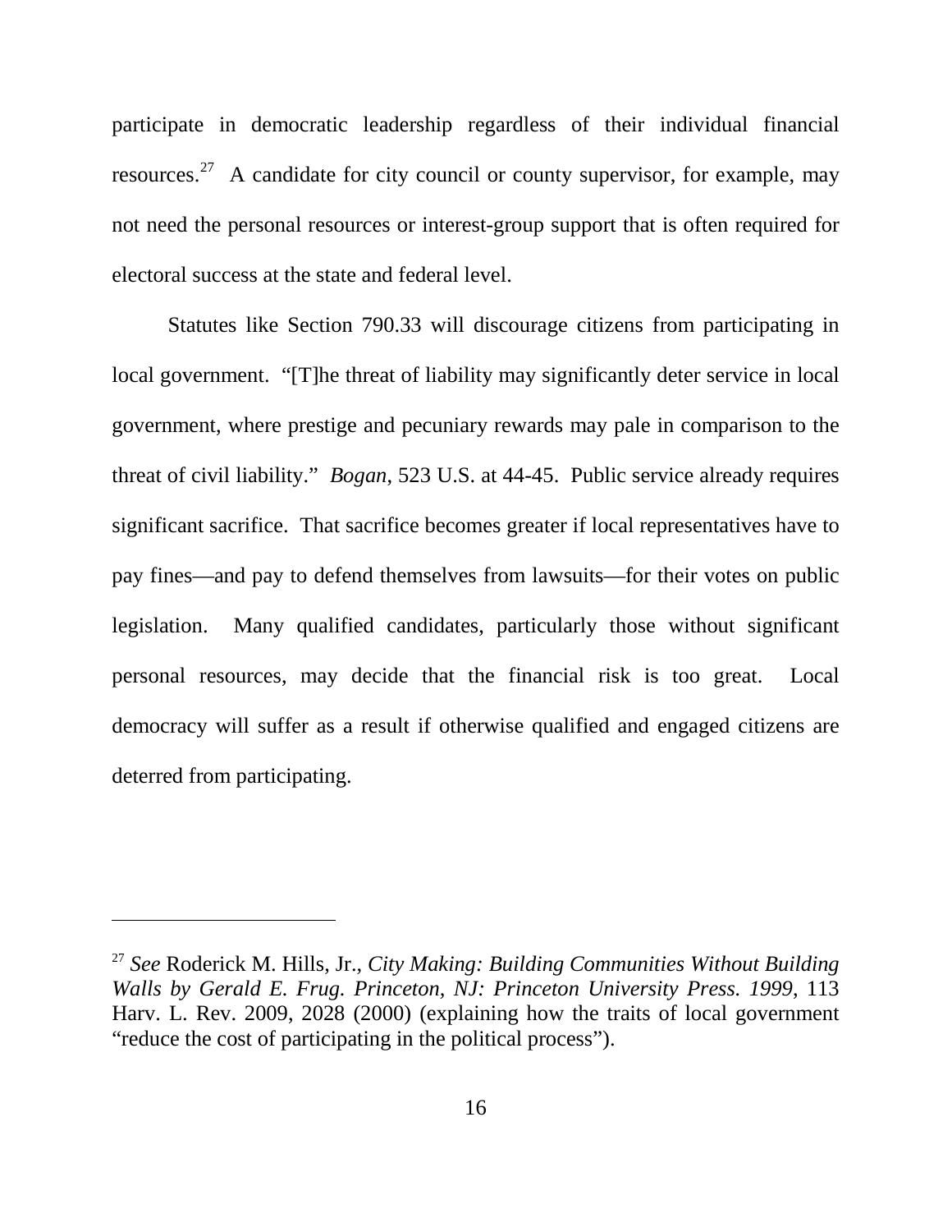participate in democratic leadership regardless of their individual financial resources.[27] A candidate for city council or county supervisor, for example, may not need the personal resources or interest-group support that is often required for electoral success at the state and federal level.

Statutes like Section 790.33 will discourage citizens from participating in local government. "[T]he threat of liability may significantly deter service in local government, where prestige and pecuniary rewards may pale in comparison to the threat of civil liability." *Bogan*, 523 U.S. at 44-45. Public service already requires significant sacrifice. That sacrifice becomes greater if local representatives have to pay fines—and pay to defend themselves from lawsuits—for their votes on public legislation. Many qualified candidates, particularly those without significant personal resources, may decide that the financial risk is too great. Local democracy will suffer as a result if otherwise qualified and engaged citizens are deterred from participating.

---

[27] *See* Roderick M. Hills, Jr., *City Making: Building Communities Without Building Walls by Gerald E. Frug. Princeton, NJ: Princeton University Press. 1999*, 113 Harv. L. Rev. 2009, 2028 (2000) (explaining how the traits of local government "reduce the cost of participating in the political process").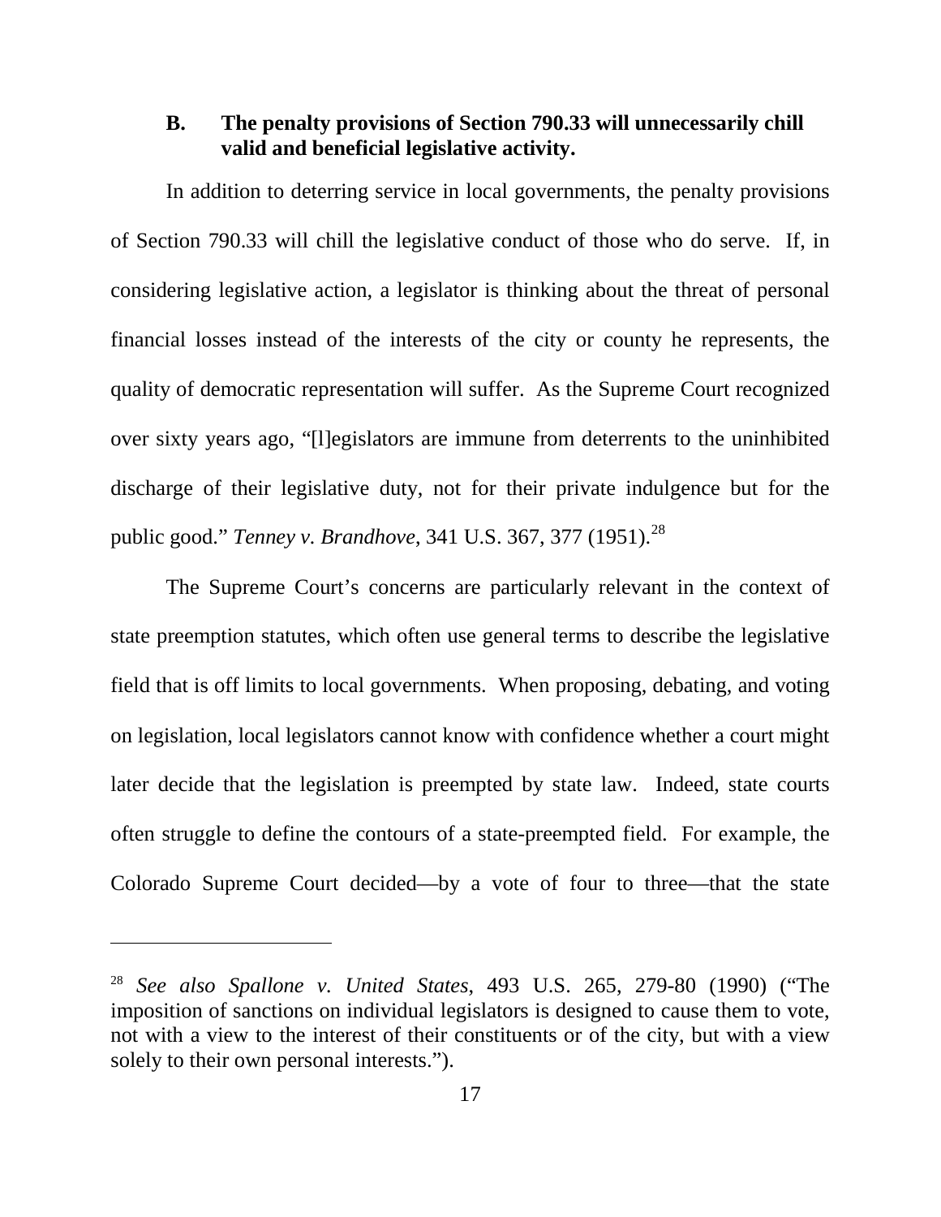### B. The penalty provisions of Section 790.33 will unnecessarily chill valid and beneficial legislative activity.

In addition to deterring service in local governments, the penalty provisions of Section 790.33 will chill the legislative conduct of those who do serve. If, in considering legislative action, a legislator is thinking about the threat of personal financial losses instead of the interests of the city or county he represents, the quality of democratic representation will suffer. As the Supreme Court recognized over sixty years ago, "[l]egislators are immune from deterrents to the uninhibited discharge of their legislative duty, not for their private indulgence but for the public good." *Tenney v. Brandhove*, 341 U.S. 367, 377 (1951).[28]

The Supreme Court's concerns are particularly relevant in the context of state preemption statutes, which often use general terms to describe the legislative field that is off limits to local governments. When proposing, debating, and voting on legislation, local legislators cannot know with confidence whether a court might later decide that the legislation is preempted by state law. Indeed, state courts often struggle to define the contours of a state-preempted field. For example, the Colorado Supreme Court decided—by a vote of four to three—that the state

---

[28] *See also Spallone v. United States*, 493 U.S. 265, 279-80 (1990) ("The imposition of sanctions on individual legislators is designed to cause them to vote, not with a view to the interest of their constituents or of the city, but with a view solely to their own personal interests.").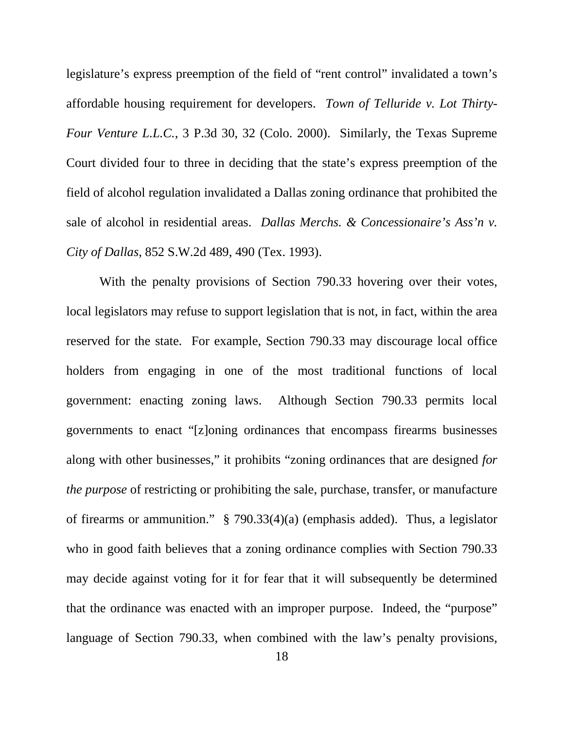legislature's express preemption of the field of "rent control" invalidated a town's affordable housing requirement for developers. *Town of Telluride v. Lot Thirty-Four Venture L.L.C.*, 3 P.3d 30, 32 (Colo. 2000). Similarly, the Texas Supreme Court divided four to three in deciding that the state's express preemption of the field of alcohol regulation invalidated a Dallas zoning ordinance that prohibited the sale of alcohol in residential areas. *Dallas Merchs. & Concessionaire's Ass'n v. City of Dallas*, 852 S.W.2d 489, 490 (Tex. 1993).

With the penalty provisions of Section 790.33 hovering over their votes, local legislators may refuse to support legislation that is not, in fact, within the area reserved for the state. For example, Section 790.33 may discourage local office holders from engaging in one of the most traditional functions of local government: enacting zoning laws. Although Section 790.33 permits local governments to enact "[z]oning ordinances that encompass firearms businesses along with other businesses," it prohibits "zoning ordinances that are designed *for the purpose* of restricting or prohibiting the sale, purchase, transfer, or manufacture of firearms or ammunition." § 790.33(4)(a) (emphasis added). Thus, a legislator who in good faith believes that a zoning ordinance complies with Section 790.33 may decide against voting for it for fear that it will subsequently be determined that the ordinance was enacted with an improper purpose. Indeed, the "purpose" language of Section 790.33, when combined with the law's penalty provisions,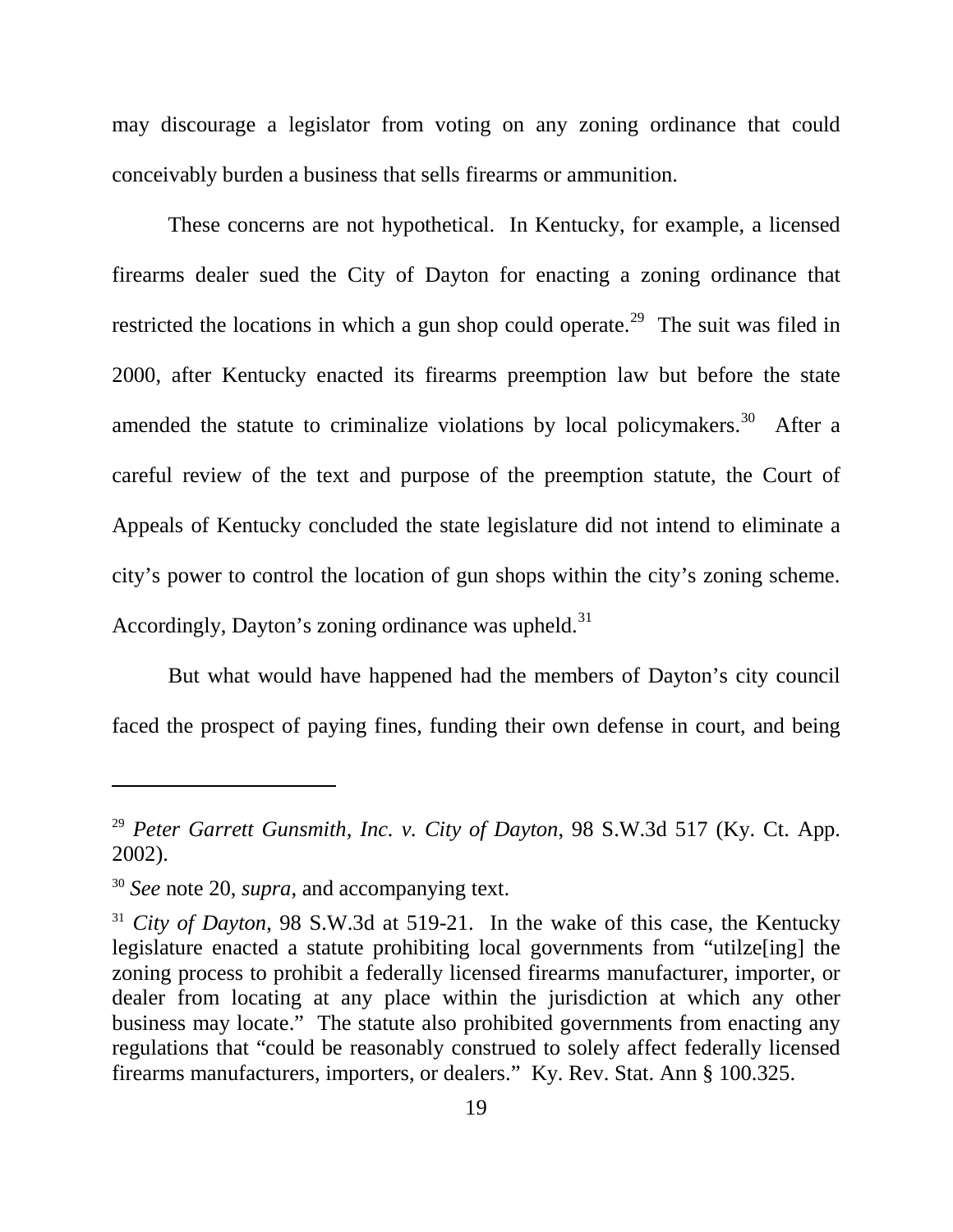may discourage a legislator from voting on any zoning ordinance that could conceivably burden a business that sells firearms or ammunition.

These concerns are not hypothetical. In Kentucky, for example, a licensed firearms dealer sued the City of Dayton for enacting a zoning ordinance that restricted the locations in which a gun shop could operate.[29] The suit was filed in 2000, after Kentucky enacted its firearms preemption law but before the state amended the statute to criminalize violations by local policymakers.[30] After a careful review of the text and purpose of the preemption statute, the Court of Appeals of Kentucky concluded the state legislature did not intend to eliminate a city's power to control the location of gun shops within the city's zoning scheme. Accordingly, Dayton's zoning ordinance was upheld.[31]

But what would have happened had the members of Dayton's city council faced the prospect of paying fines, funding their own defense in court, and being

---

[29] *Peter Garrett Gunsmith, Inc. v. City of Dayton*, 98 S.W.3d 517 (Ky. Ct. App. 2002).

[30] *See* note 20, *supra*, and accompanying text.

[31] *City of Dayton*, 98 S.W.3d at 519-21. In the wake of this case, the Kentucky legislature enacted a statute prohibiting local governments from "utilze[ing] the zoning process to prohibit a federally licensed firearms manufacturer, importer, or dealer from locating at any place within the jurisdiction at which any other business may locate." The statute also prohibited governments from enacting any regulations that "could be reasonably construed to solely affect federally licensed firearms manufacturers, importers, or dealers." Ky. Rev. Stat. Ann § 100.325.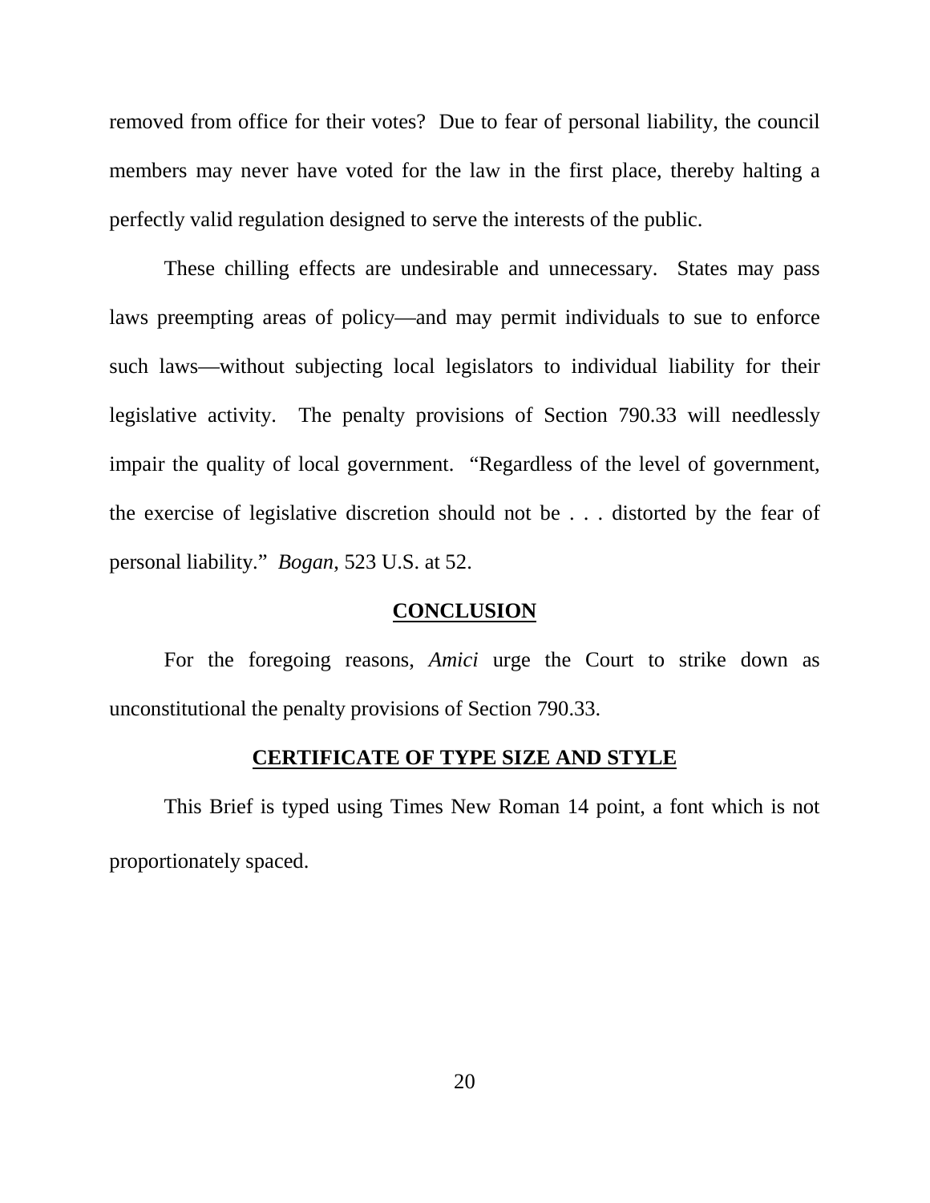removed from office for their votes? Due to fear of personal liability, the council members may never have voted for the law in the first place, thereby halting a perfectly valid regulation designed to serve the interests of the public.

These chilling effects are undesirable and unnecessary. States may pass laws preempting areas of policy—and may permit individuals to sue to enforce such laws—without subjecting local legislators to individual liability for their legislative activity. The penalty provisions of Section 790.33 will needlessly impair the quality of local government. "Regardless of the level of government, the exercise of legislative discretion should not be . . . distorted by the fear of personal liability." *Bogan*, 523 U.S. at 52.

## CONCLUSION

For the foregoing reasons, *Amici* urge the Court to strike down as unconstitutional the penalty provisions of Section 790.33.

## CERTIFICATE OF TYPE SIZE AND STYLE

This Brief is typed using Times New Roman 14 point, a font which is not proportionately spaced.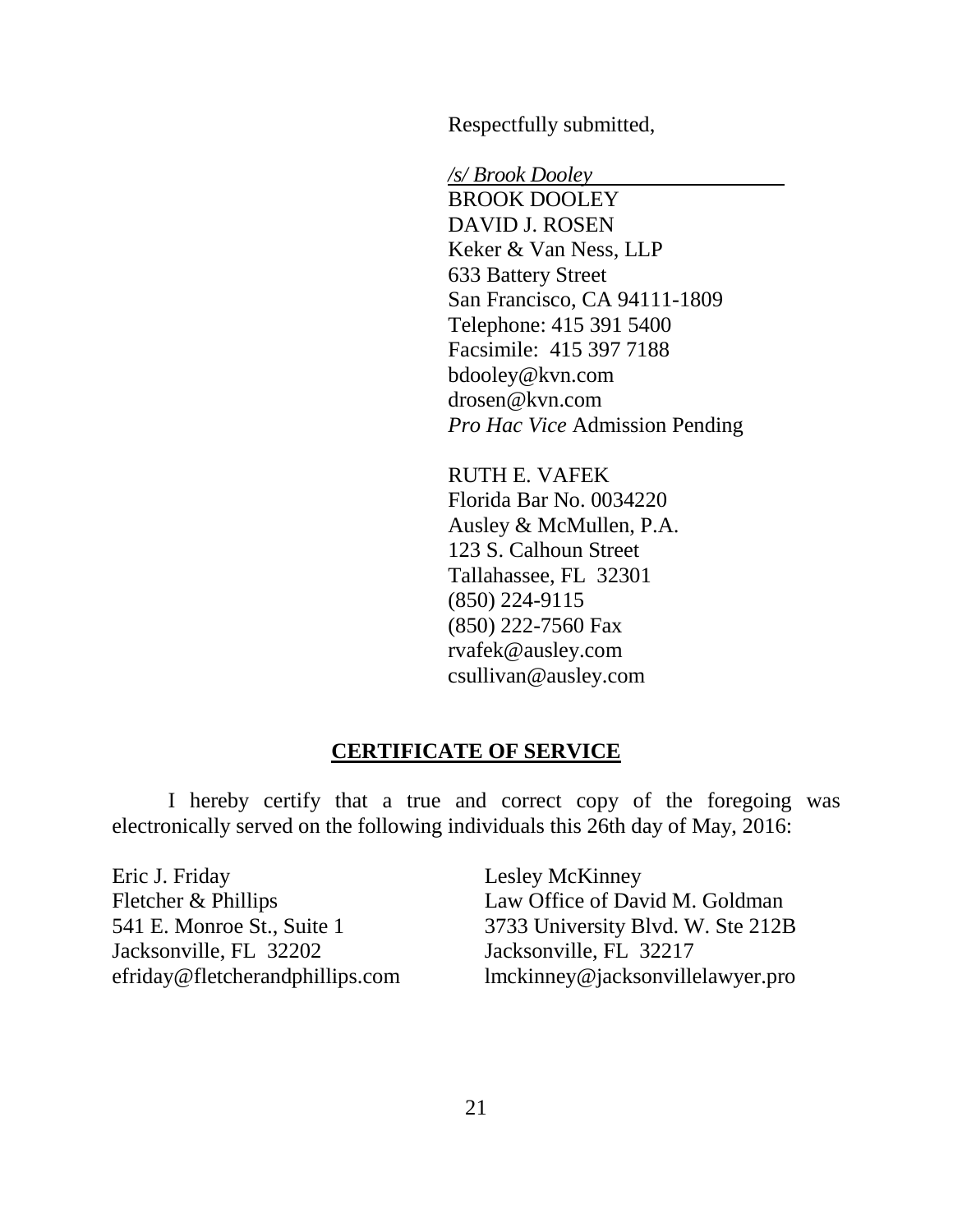Respectfully submitted,

*/s/ Brook Dooley*
BROOK DOOLEY
DAVID J. ROSEN
Keker & Van Ness, LLP
633 Battery Street
San Francisco, CA 94111-1809
Telephone: 415 391 5400
Facsimile: 415 397 7188
bdooley@kvn.com
drosen@kvn.com
*Pro Hac Vice* Admission Pending

RUTH E. VAFEK
Florida Bar No. 0034220
Ausley & McMullen, P.A.
123 S. Calhoun Street
Tallahassee, FL 32301
(850) 224-9115
(850) 222-7560 Fax
rvafek@ausley.com
csullivan@ausley.com

## CERTIFICATE OF SERVICE

I hereby certify that a true and correct copy of the foregoing was electronically served on the following individuals this 26th day of May, 2016:

Eric J. Friday
Fletcher & Phillips
541 E. Monroe St., Suite 1
Jacksonville, FL 32202
efriday@fletcherandphillips.com

Lesley McKinney
Law Office of David M. Goldman
3733 University Blvd. W. Ste 212B
Jacksonville, FL 32217
lmckinney@jacksonvillelawyer.pro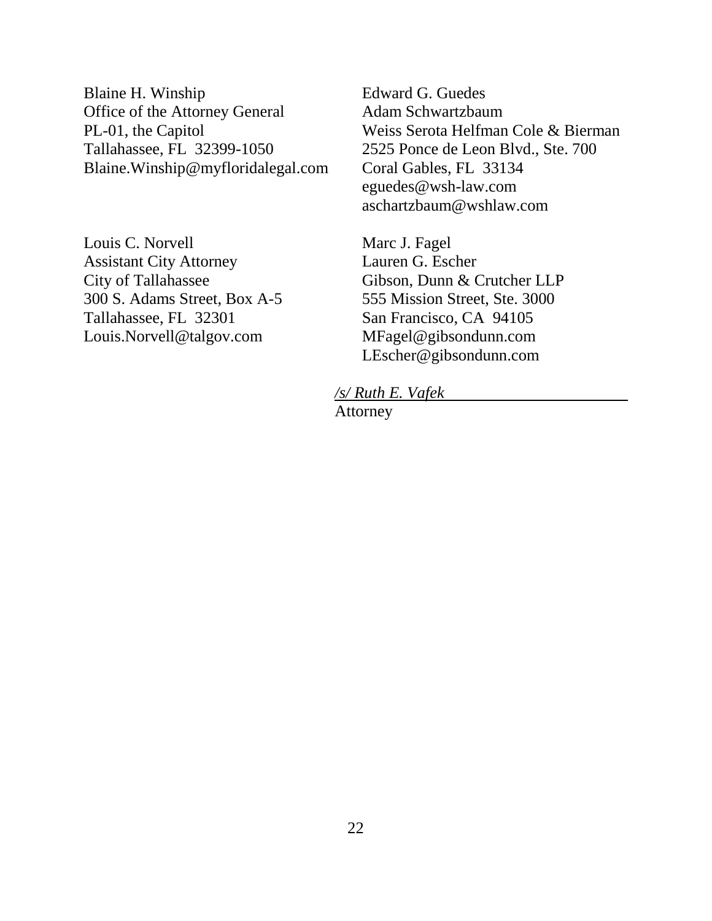Blaine H. Winship
Office of the Attorney General
PL-01, the Capitol
Tallahassee, FL 32399-1050
Blaine.Winship@myfloridalegal.com

Edward G. Guedes
Adam Schwartzbaum
Weiss Serota Helfman Cole & Bierman
2525 Ponce de Leon Blvd., Ste. 700
Coral Gables, FL 33134
eguedes@wsh-law.com
aschartzbaum@wshlaw.com

Louis C. Norvell
Assistant City Attorney
City of Tallahassee
300 S. Adams Street, Box A-5
Tallahassee, FL 32301
Louis.Norvell@talgov.com

Marc J. Fagel
Lauren G. Escher
Gibson, Dunn & Crutcher LLP
555 Mission Street, Ste. 3000
San Francisco, CA 94105
MFagel@gibsondunn.com
LEscher@gibsondunn.com

*/s/ Ruth E. Vafek*
Attorney